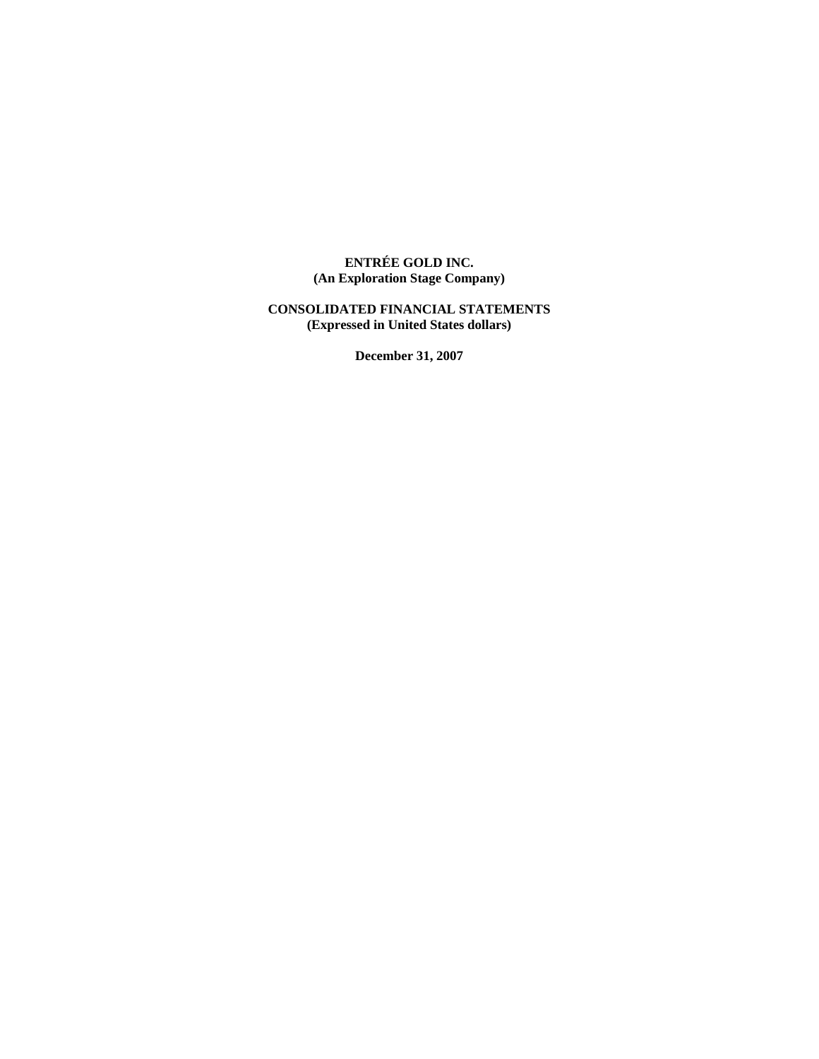**ENTRÉE GOLD INC.**
**(An Exploration Stage Company)**

**CONSOLIDATED FINANCIAL STATEMENTS**
**(Expressed in United States dollars)**

**December 31, 2007**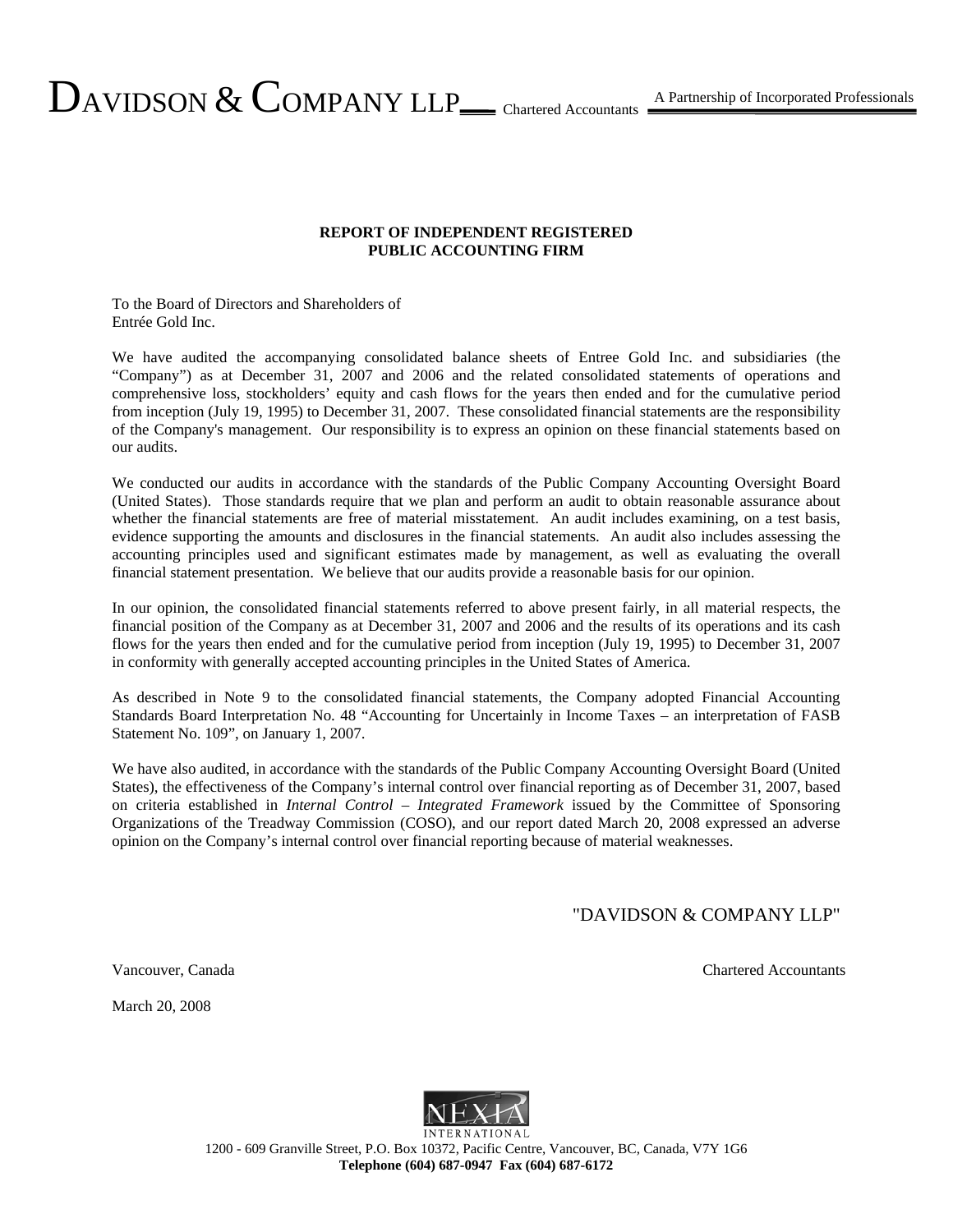DAVIDSON & COMPANY LLP Chartered Accountants — A Partnership of Incorporated Professionals

**REPORT OF INDEPENDENT REGISTERED PUBLIC ACCOUNTING FIRM**

To the Board of Directors and Shareholders of
Entrée Gold Inc.

We have audited the accompanying consolidated balance sheets of Entree Gold Inc. and subsidiaries (the "Company") as at December 31, 2007 and 2006 and the related consolidated statements of operations and comprehensive loss, stockholders' equity and cash flows for the years then ended and for the cumulative period from inception (July 19, 1995) to December 31, 2007. These consolidated financial statements are the responsibility of the Company's management. Our responsibility is to express an opinion on these financial statements based on our audits.

We conducted our audits in accordance with the standards of the Public Company Accounting Oversight Board (United States). Those standards require that we plan and perform an audit to obtain reasonable assurance about whether the financial statements are free of material misstatement. An audit includes examining, on a test basis, evidence supporting the amounts and disclosures in the financial statements. An audit also includes assessing the accounting principles used and significant estimates made by management, as well as evaluating the overall financial statement presentation. We believe that our audits provide a reasonable basis for our opinion.

In our opinion, the consolidated financial statements referred to above present fairly, in all material respects, the financial position of the Company as at December 31, 2007 and 2006 and the results of its operations and its cash flows for the years then ended and for the cumulative period from inception (July 19, 1995) to December 31, 2007 in conformity with generally accepted accounting principles in the United States of America.

As described in Note 9 to the consolidated financial statements, the Company adopted Financial Accounting Standards Board Interpretation No. 48 "Accounting for Uncertainly in Income Taxes – an interpretation of FASB Statement No. 109", on January 1, 2007.

We have also audited, in accordance with the standards of the Public Company Accounting Oversight Board (United States), the effectiveness of the Company's internal control over financial reporting as of December 31, 2007, based on criteria established in *Internal Control – Integrated Framework* issued by the Committee of Sponsoring Organizations of the Treadway Commission (COSO), and our report dated March 20, 2008 expressed an adverse opinion on the Company's internal control over financial reporting because of material weaknesses.

"DAVIDSON & COMPANY LLP"

Vancouver, Canada — Chartered Accountants

March 20, 2008

NEXIA INTERNATIONAL

1200 - 609 Granville Street, P.O. Box 10372, Pacific Centre, Vancouver, BC, Canada, V7Y 1G6
**Telephone (604) 687-0947 Fax (604) 687-6172**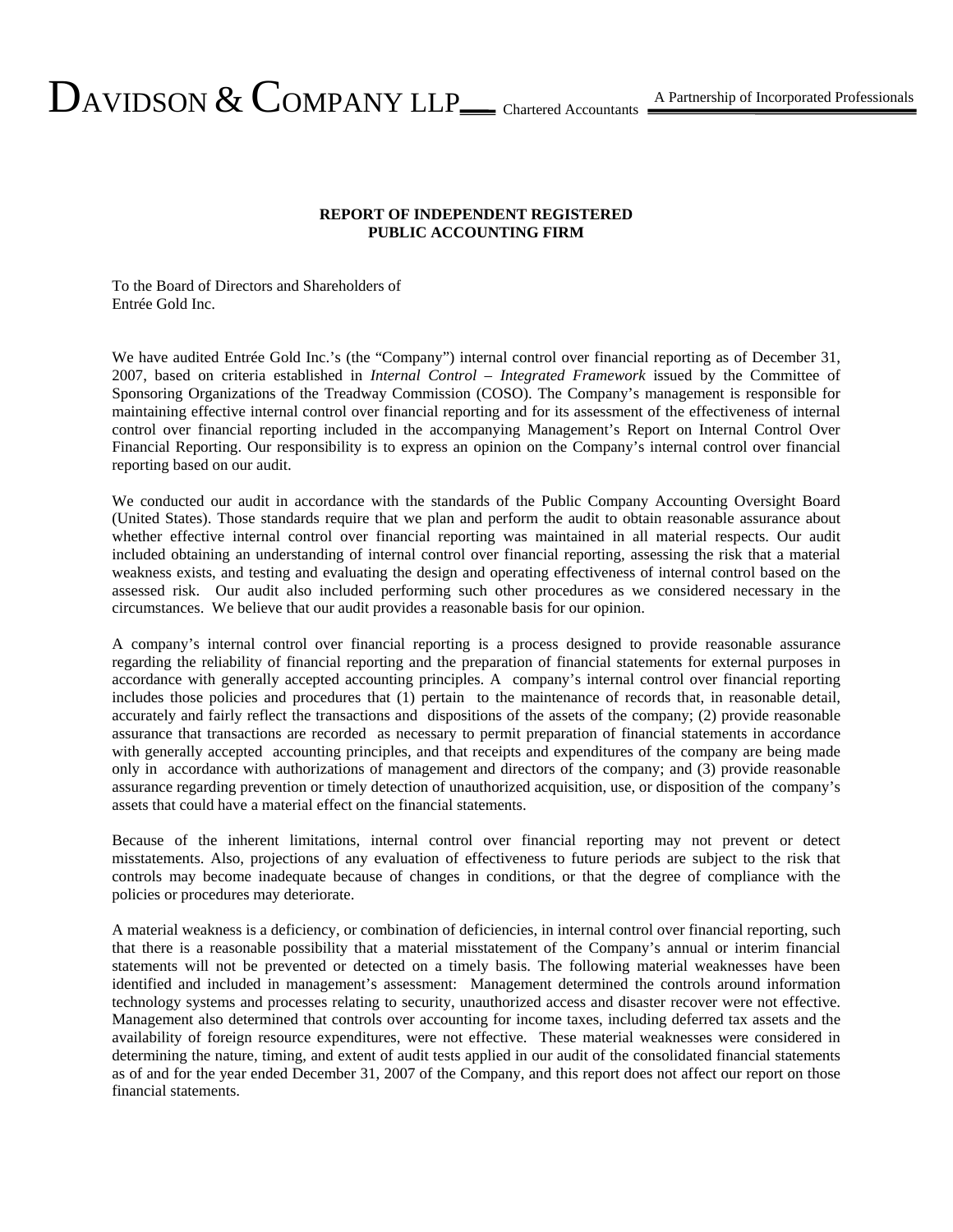DAVIDSON & COMPANY LLP Chartered Accountants A Partnership of Incorporated Professionals

## REPORT OF INDEPENDENT REGISTERED PUBLIC ACCOUNTING FIRM

To the Board of Directors and Shareholders of
Entrée Gold Inc.

We have audited Entrée Gold Inc.'s (the "Company") internal control over financial reporting as of December 31, 2007, based on criteria established in *Internal Control – Integrated Framework* issued by the Committee of Sponsoring Organizations of the Treadway Commission (COSO). The Company's management is responsible for maintaining effective internal control over financial reporting and for its assessment of the effectiveness of internal control over financial reporting included in the accompanying Management's Report on Internal Control Over Financial Reporting. Our responsibility is to express an opinion on the Company's internal control over financial reporting based on our audit.

We conducted our audit in accordance with the standards of the Public Company Accounting Oversight Board (United States). Those standards require that we plan and perform the audit to obtain reasonable assurance about whether effective internal control over financial reporting was maintained in all material respects. Our audit included obtaining an understanding of internal control over financial reporting, assessing the risk that a material weakness exists, and testing and evaluating the design and operating effectiveness of internal control based on the assessed risk. Our audit also included performing such other procedures as we considered necessary in the circumstances. We believe that our audit provides a reasonable basis for our opinion.

A company's internal control over financial reporting is a process designed to provide reasonable assurance regarding the reliability of financial reporting and the preparation of financial statements for external purposes in accordance with generally accepted accounting principles. A company's internal control over financial reporting includes those policies and procedures that (1) pertain to the maintenance of records that, in reasonable detail, accurately and fairly reflect the transactions and dispositions of the assets of the company; (2) provide reasonable assurance that transactions are recorded as necessary to permit preparation of financial statements in accordance with generally accepted accounting principles, and that receipts and expenditures of the company are being made only in accordance with authorizations of management and directors of the company; and (3) provide reasonable assurance regarding prevention or timely detection of unauthorized acquisition, use, or disposition of the company's assets that could have a material effect on the financial statements.

Because of the inherent limitations, internal control over financial reporting may not prevent or detect misstatements. Also, projections of any evaluation of effectiveness to future periods are subject to the risk that controls may become inadequate because of changes in conditions, or that the degree of compliance with the policies or procedures may deteriorate.

A material weakness is a deficiency, or combination of deficiencies, in internal control over financial reporting, such that there is a reasonable possibility that a material misstatement of the Company's annual or interim financial statements will not be prevented or detected on a timely basis. The following material weaknesses have been identified and included in management's assessment: Management determined the controls around information technology systems and processes relating to security, unauthorized access and disaster recover were not effective. Management also determined that controls over accounting for income taxes, including deferred tax assets and the availability of foreign resource expenditures, were not effective. These material weaknesses were considered in determining the nature, timing, and extent of audit tests applied in our audit of the consolidated financial statements as of and for the year ended December 31, 2007 of the Company, and this report does not affect our report on those financial statements.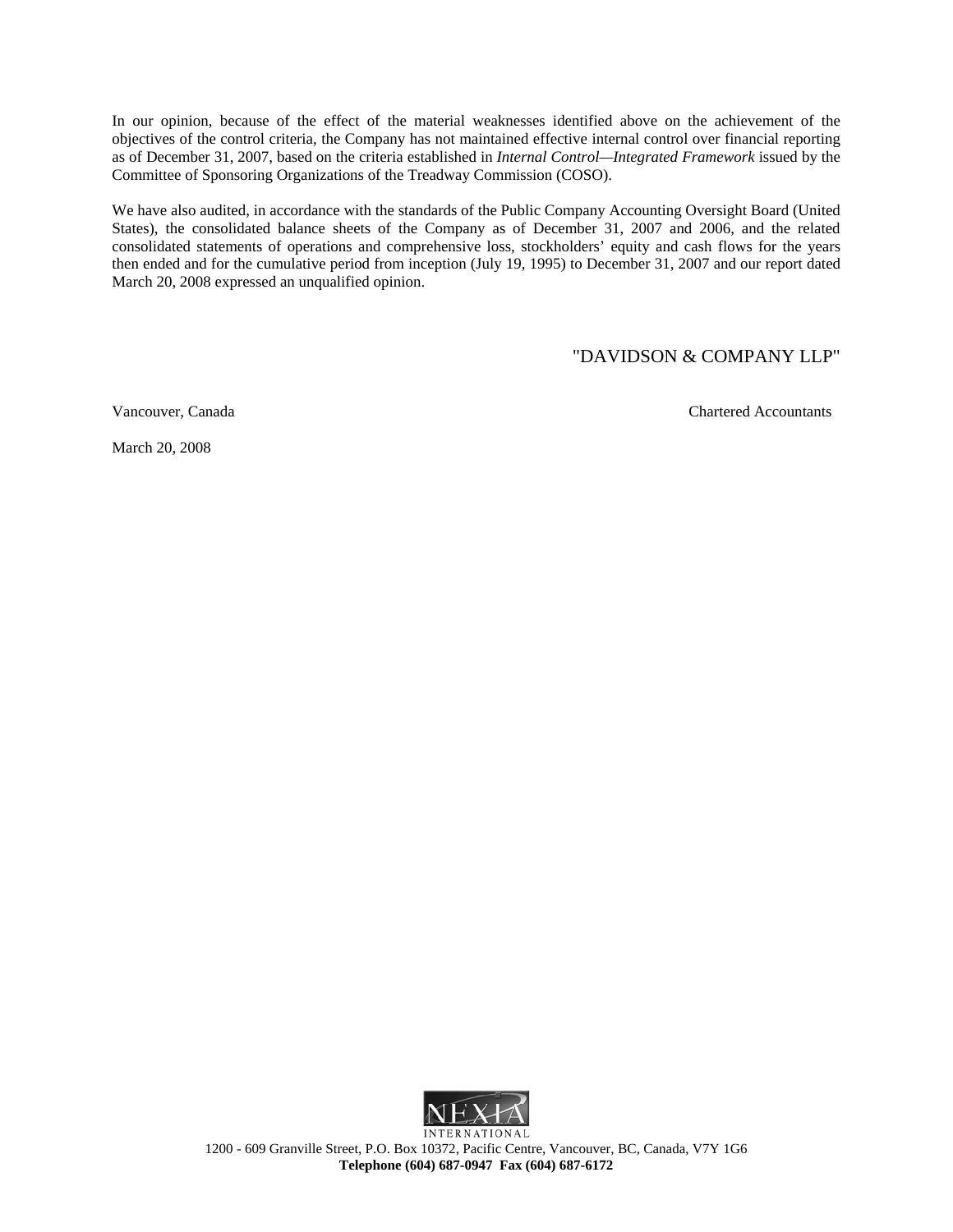In our opinion, because of the effect of the material weaknesses identified above on the achievement of the objectives of the control criteria, the Company has not maintained effective internal control over financial reporting as of December 31, 2007, based on the criteria established in *Internal Control—Integrated Framework* issued by the Committee of Sponsoring Organizations of the Treadway Commission (COSO).

We have also audited, in accordance with the standards of the Public Company Accounting Oversight Board (United States), the consolidated balance sheets of the Company as of December 31, 2007 and 2006, and the related consolidated statements of operations and comprehensive loss, stockholders' equity and cash flows for the years then ended and for the cumulative period from inception (July 19, 1995) to December 31, 2007 and our report dated March 20, 2008 expressed an unqualified opinion.

"DAVIDSON & COMPANY LLP"

Vancouver, Canada — Chartered Accountants

March 20, 2008

NEXIA INTERNATIONAL

1200 - 609 Granville Street, P.O. Box 10372, Pacific Centre, Vancouver, BC, Canada, V7Y 1G6

**Telephone (604) 687-0947 Fax (604) 687-6172**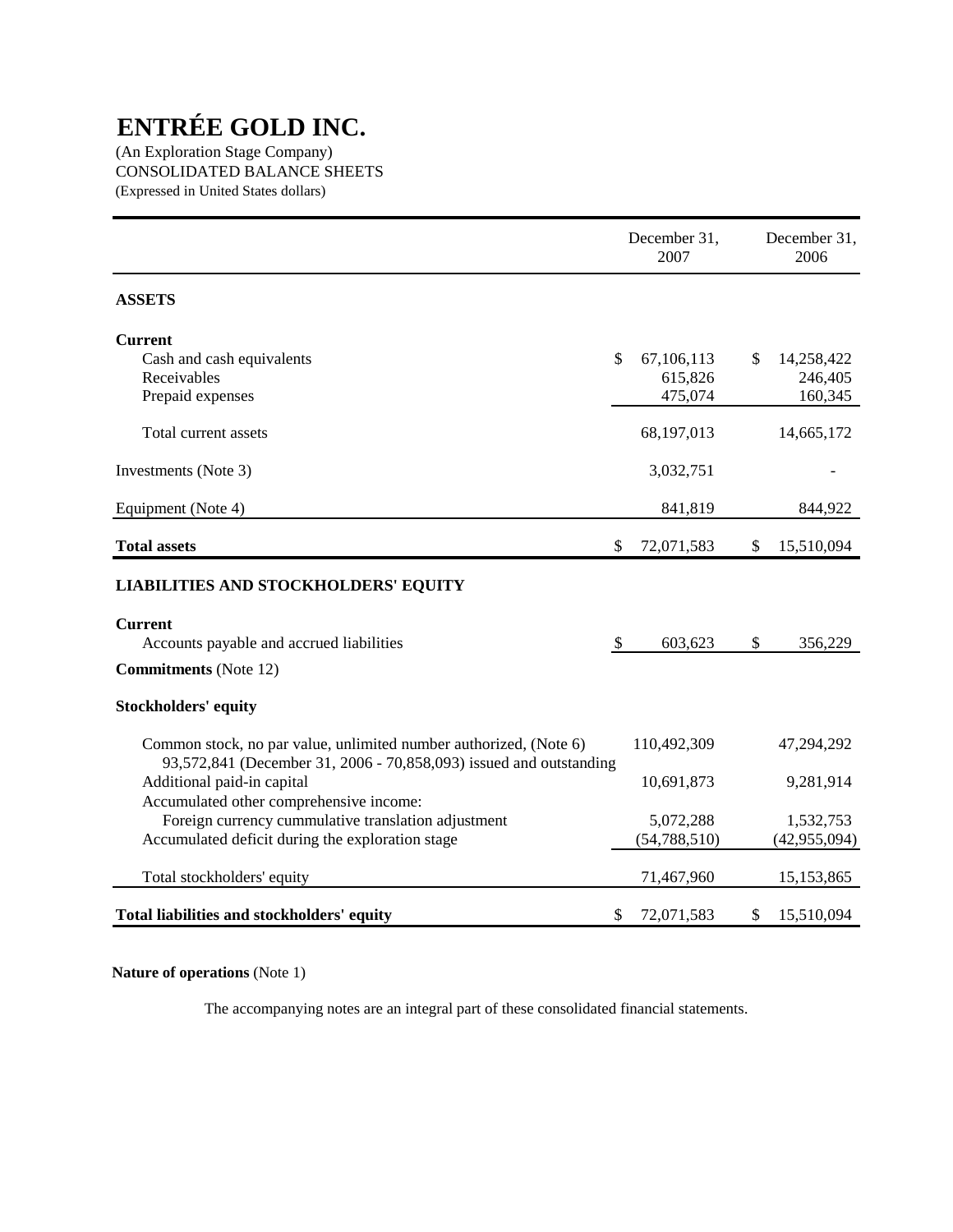# ENTRÉE GOLD INC.

(An Exploration Stage Company)
CONSOLIDATED BALANCE SHEETS
(Expressed in United States dollars)

| | December 31, 2007 | December 31, 2006 |
|---|---|---|
| **ASSETS** | | |
| **Current** | | |
| Cash and cash equivalents | $ 67,106,113 | $ 14,258,422 |
| Receivables | 615,826 | 246,405 |
| Prepaid expenses | 475,074 | 160,345 |
| Total current assets | 68,197,013 | 14,665,172 |
| Investments (Note 3) | 3,032,751 | - |
| Equipment (Note 4) | 841,819 | 844,922 |
| **Total assets** | $ 72,071,583 | $ 15,510,094 |
| **LIABILITIES AND STOCKHOLDERS' EQUITY** | | |
| **Current** | | |
| Accounts payable and accrued liabilities | $ 603,623 | $ 356,229 |
| **Commitments** (Note 12) | | |
| **Stockholders' equity** | | |
| Common stock, no par value, unlimited number authorized, (Note 6) 93,572,841 (December 31, 2006 - 70,858,093) issued and outstanding | 110,492,309 | 47,294,292 |
| Additional paid-in capital | 10,691,873 | 9,281,914 |
| Accumulated other comprehensive income: | | |
| Foreign currency cummulative translation adjustment | 5,072,288 | 1,532,753 |
| Accumulated deficit during the exploration stage | (54,788,510) | (42,955,094) |
| Total stockholders' equity | 71,467,960 | 15,153,865 |
| **Total liabilities and stockholders' equity** | $ 72,071,583 | $ 15,510,094 |

**Nature of operations** (Note 1)

The accompanying notes are an integral part of these consolidated financial statements.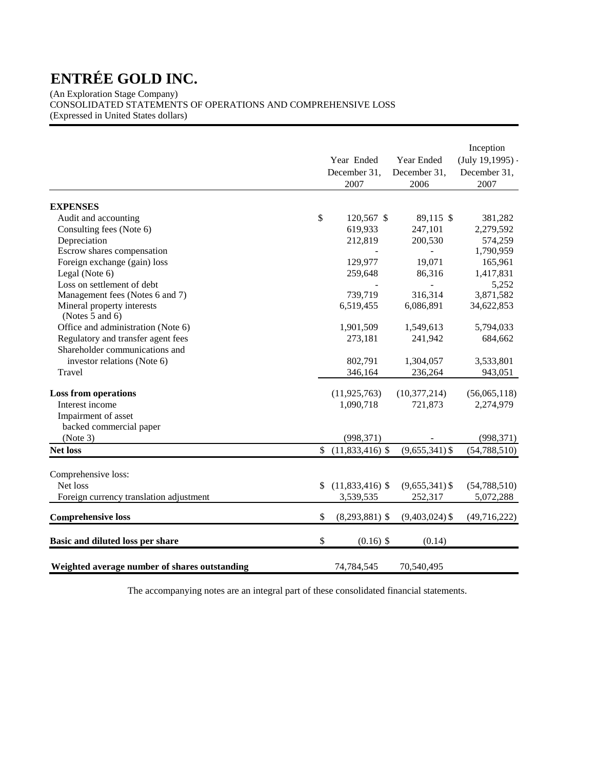# ENTRÉE GOLD INC.

(An Exploration Stage Company)
CONSOLIDATED STATEMENTS OF OPERATIONS AND COMPREHENSIVE LOSS
(Expressed in United States dollars)

| | Year Ended December 31, 2007 | Year Ended December 31, 2006 | Inception (July 19,1995) - December 31, 2007 |
|---|---|---|---|
| **EXPENSES** | | | |
| Audit and accounting | $ 120,567 | $ 89,115 | $ 381,282 |
| Consulting fees (Note 6) | 619,933 | 247,101 | 2,279,592 |
| Depreciation | 212,819 | 200,530 | 574,259 |
| Escrow shares compensation | - | - | 1,790,959 |
| Foreign exchange (gain) loss | 129,977 | 19,071 | 165,961 |
| Legal (Note 6) | 259,648 | 86,316 | 1,417,831 |
| Loss on settlement of debt | - | - | 5,252 |
| Management fees (Notes 6 and 7) | 739,719 | 316,314 | 3,871,582 |
| Mineral property interests (Notes 5 and 6) | 6,519,455 | 6,086,891 | 34,622,853 |
| Office and administration (Note 6) | 1,901,509 | 1,549,613 | 5,794,033 |
| Regulatory and transfer agent fees | 273,181 | 241,942 | 684,662 |
| Shareholder communications and investor relations (Note 6) | 802,791 | 1,304,057 | 3,533,801 |
| Travel | 346,164 | 236,264 | 943,051 |
| **Loss from operations** | (11,925,763) | (10,377,214) | (56,065,118) |
| Interest income | 1,090,718 | 721,873 | 2,274,979 |
| Impairment of asset backed commercial paper (Note 3) | (998,371) | - | (998,371) |
| **Net loss** | $ (11,833,416) | $ (9,655,341) | $ (54,788,510) |
| Comprehensive loss: | | | |
| Net loss | $ (11,833,416) | $ (9,655,341) | $ (54,788,510) |
| Foreign currency translation adjustment | 3,539,535 | 252,317 | 5,072,288 |
| **Comprehensive loss** | $ (8,293,881) | $ (9,403,024) | $ (49,716,222) |
| **Basic and diluted loss per share** | $ (0.16) | $ (0.14) | |
| **Weighted average number of shares outstanding** | 74,784,545 | 70,540,495 | |

The accompanying notes are an integral part of these consolidated financial statements.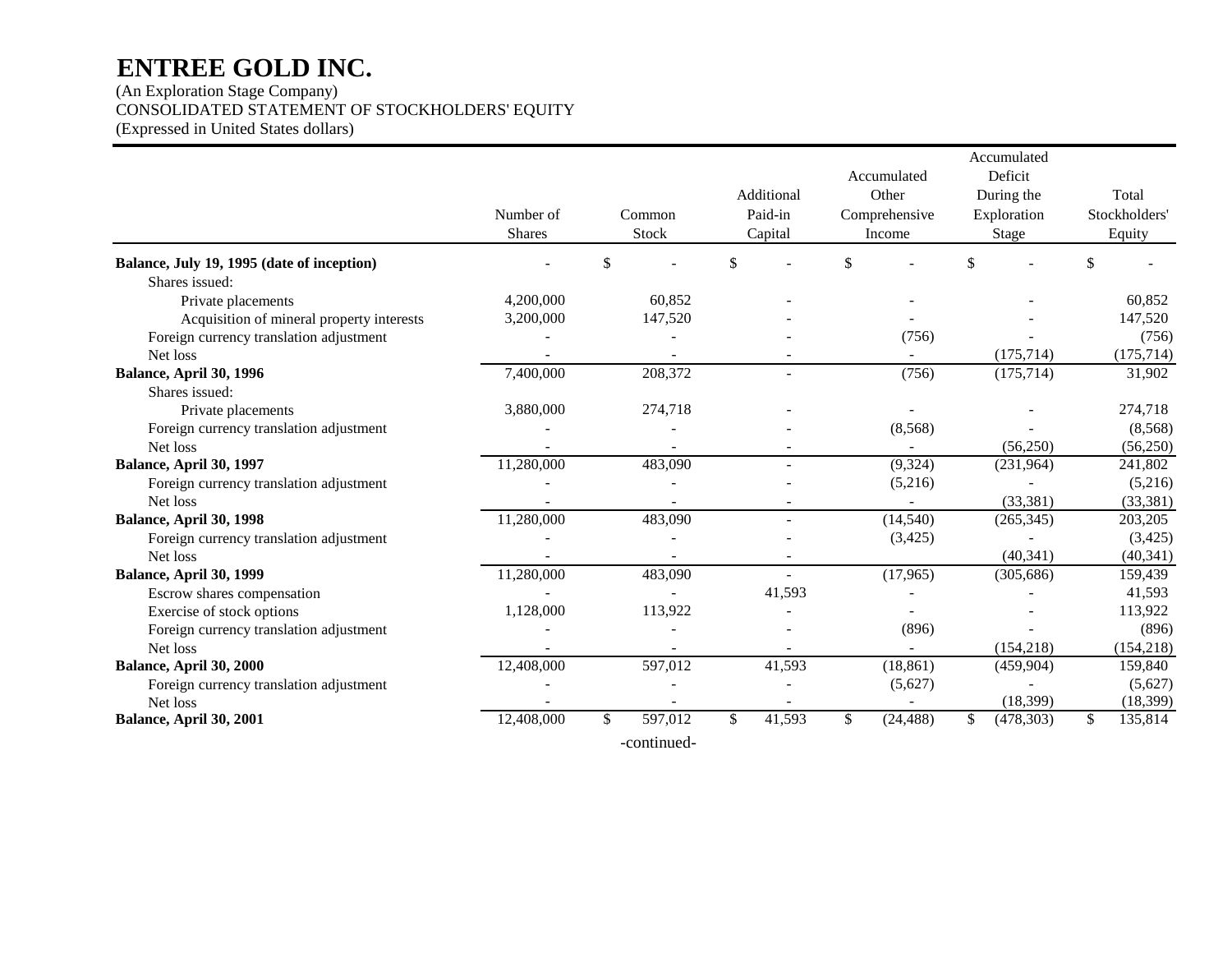# ENTREE GOLD INC.

(An Exploration Stage Company)
CONSOLIDATED STATEMENT OF STOCKHOLDERS' EQUITY
(Expressed in United States dollars)

| | Number of Shares | Common Stock | Additional Paid-in Capital | Accumulated Other Comprehensive Income | Accumulated Deficit During the Exploration Stage | Total Stockholders' Equity |
|---|---|---|---|---|---|---|
| **Balance, July 19, 1995 (date of inception)** | - | $ - | $ - | $ - | $ - | $ - |
| Shares issued: | | | | | | |
| Private placements | 4,200,000 | 60,852 | - | - | - | 60,852 |
| Acquisition of mineral property interests | 3,200,000 | 147,520 | - | - | - | 147,520 |
| Foreign currency translation adjustment | - | - | - | (756) | - | (756) |
| Net loss | - | - | - | - | (175,714) | (175,714) |
| **Balance, April 30, 1996** | 7,400,000 | 208,372 | - | (756) | (175,714) | 31,902 |
| Shares issued: | | | | | | |
| Private placements | 3,880,000 | 274,718 | - | - | - | 274,718 |
| Foreign currency translation adjustment | - | - | - | (8,568) | - | (8,568) |
| Net loss | - | - | - | - | (56,250) | (56,250) |
| **Balance, April 30, 1997** | 11,280,000 | 483,090 | - | (9,324) | (231,964) | 241,802 |
| Foreign currency translation adjustment | - | - | - | (5,216) | - | (5,216) |
| Net loss | - | - | - | - | (33,381) | (33,381) |
| **Balance, April 30, 1998** | 11,280,000 | 483,090 | - | (14,540) | (265,345) | 203,205 |
| Foreign currency translation adjustment | - | - | - | (3,425) | - | (3,425) |
| Net loss | - | - | - | | (40,341) | (40,341) |
| **Balance, April 30, 1999** | 11,280,000 | 483,090 | - | (17,965) | (305,686) | 159,439 |
| Escrow shares compensation | - | - | 41,593 | - | - | 41,593 |
| Exercise of stock options | 1,128,000 | 113,922 | - | - | - | 113,922 |
| Foreign currency translation adjustment | - | - | - | (896) | - | (896) |
| Net loss | - | - | - | - | (154,218) | (154,218) |
| **Balance, April 30, 2000** | 12,408,000 | 597,012 | 41,593 | (18,861) | (459,904) | 159,840 |
| Foreign currency translation adjustment | - | - | - | (5,627) | - | (5,627) |
| Net loss | - | - | - | - | (18,399) | (18,399) |
| **Balance, April 30, 2001** | 12,408,000 | $ 597,012 | $ 41,593 | $ (24,488) | $ (478,303) | $ 135,814 |

-continued-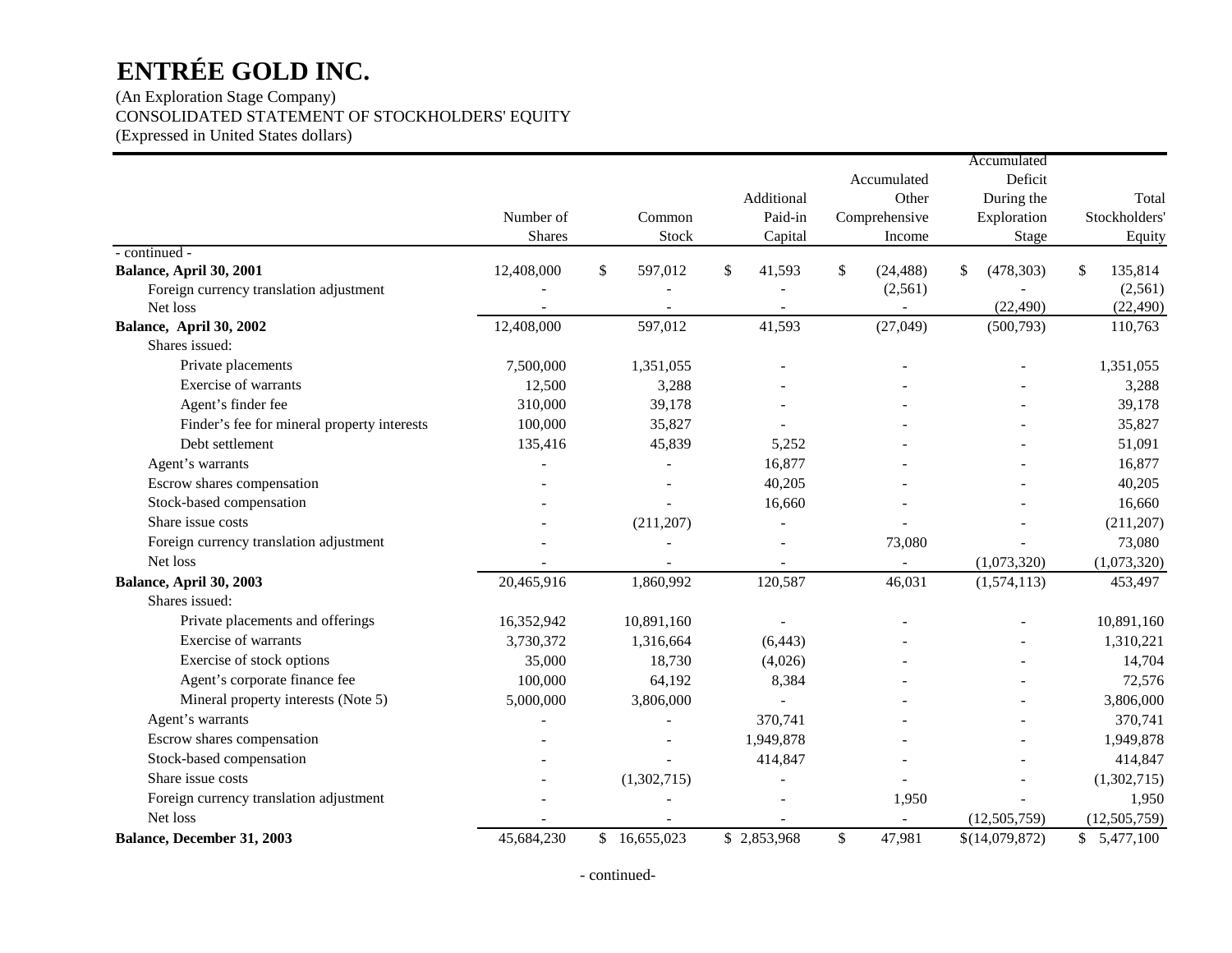# ENTRÉE GOLD INC.

(An Exploration Stage Company)
CONSOLIDATED STATEMENT OF STOCKHOLDERS' EQUITY
(Expressed in United States dollars)

| | Number of Shares | Common Stock | Additional Paid-in Capital | Accumulated Other Comprehensive Income | Accumulated Deficit During the Exploration Stage | Total Stockholders' Equity |
|---|---|---|---|---|---|---|
| - continued - | | | | | | |
| **Balance, April 30, 2001** | 12,408,000 | $ 597,012 | $ 41,593 | $ (24,488) | $ (478,303) | $ 135,814 |
| Foreign currency translation adjustment | - | - | - | (2,561) | - | (2,561) |
| Net loss | - | - | - | - | (22,490) | (22,490) |
| **Balance, April 30, 2002** | 12,408,000 | 597,012 | 41,593 | (27,049) | (500,793) | 110,763 |
| Shares issued: | | | | | | |
| Private placements | 7,500,000 | 1,351,055 | - | - | - | 1,351,055 |
| Exercise of warrants | 12,500 | 3,288 | - | - | - | 3,288 |
| Agent's finder fee | 310,000 | 39,178 | - | - | - | 39,178 |
| Finder's fee for mineral property interests | 100,000 | 35,827 | - | - | - | 35,827 |
| Debt settlement | 135,416 | 45,839 | 5,252 | - | - | 51,091 |
| Agent's warrants | - | - | 16,877 | - | - | 16,877 |
| Escrow shares compensation | - | - | 40,205 | - | - | 40,205 |
| Stock-based compensation | - | - | 16,660 | - | - | 16,660 |
| Share issue costs | - | (211,207) | - | - | - | (211,207) |
| Foreign currency translation adjustment | - | - | - | 73,080 | - | 73,080 |
| Net loss | - | - | - | - | (1,073,320) | (1,073,320) |
| **Balance, April 30, 2003** | 20,465,916 | 1,860,992 | 120,587 | 46,031 | (1,574,113) | 453,497 |
| Shares issued: | | | | | | |
| Private placements and offerings | 16,352,942 | 10,891,160 | - | - | - | 10,891,160 |
| Exercise of warrants | 3,730,372 | 1,316,664 | (6,443) | - | - | 1,310,221 |
| Exercise of stock options | 35,000 | 18,730 | (4,026) | - | - | 14,704 |
| Agent's corporate finance fee | 100,000 | 64,192 | 8,384 | - | - | 72,576 |
| Mineral property interests (Note 5) | 5,000,000 | 3,806,000 | - | - | - | 3,806,000 |
| Agent's warrants | - | - | 370,741 | - | - | 370,741 |
| Escrow shares compensation | - | - | 1,949,878 | - | - | 1,949,878 |
| Stock-based compensation | - | - | 414,847 | - | - | 414,847 |
| Share issue costs | - | (1,302,715) | - | - | - | (1,302,715) |
| Foreign currency translation adjustment | - | - | - | 1,950 | - | 1,950 |
| Net loss | - | - | - | - | (12,505,759) | (12,505,759) |
| **Balance, December 31, 2003** | 45,684,230 | $ 16,655,023 | $ 2,853,968 | $ 47,981 | $(14,079,872) | $ 5,477,100 |

- continued-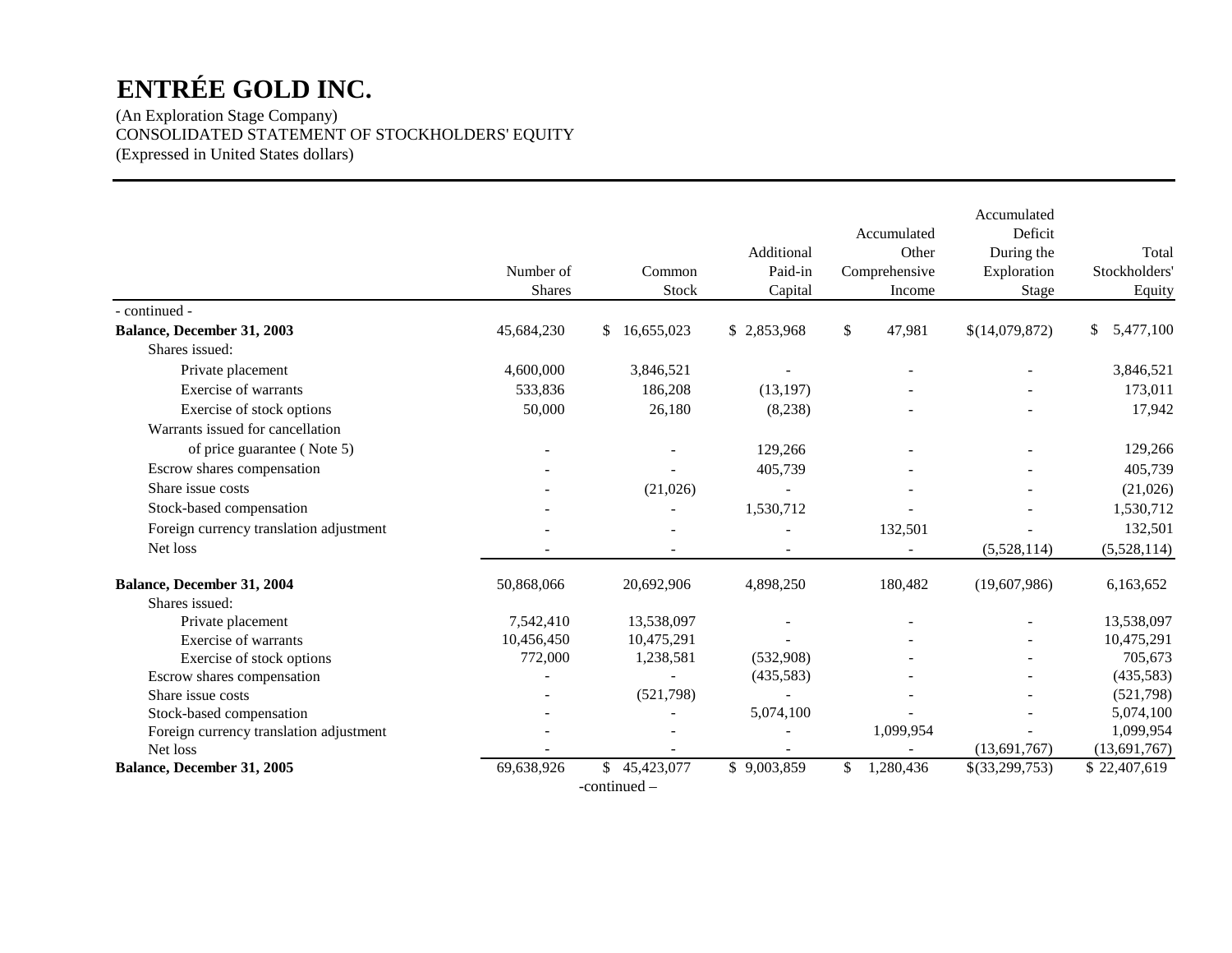# ENTRÉE GOLD INC.

(An Exploration Stage Company)
CONSOLIDATED STATEMENT OF STOCKHOLDERS' EQUITY
(Expressed in United States dollars)

| | Number of Shares | Common Stock | Additional Paid-in Capital | Accumulated Other Comprehensive Income | Accumulated Deficit During the Exploration Stage | Total Stockholders' Equity |
|---|---|---|---|---|---|---|
| - continued - | | | | | | |
| **Balance, December 31, 2003** | 45,684,230 | $ 16,655,023 | $ 2,853,968 | $ 47,981 | $(14,079,872) | $ 5,477,100 |
| Shares issued: | | | | | | |
| Private placement | 4,600,000 | 3,846,521 | - | - | - | 3,846,521 |
| Exercise of warrants | 533,836 | 186,208 | (13,197) | - | - | 173,011 |
| Exercise of stock options | 50,000 | 26,180 | (8,238) | - | - | 17,942 |
| Warrants issued for cancellation of price guarantee ( Note 5) | - | - | 129,266 | - | - | 129,266 |
| Escrow shares compensation | - | - | 405,739 | - | - | 405,739 |
| Share issue costs | - | (21,026) | - | - | - | (21,026) |
| Stock-based compensation | - | - | 1,530,712 | - | - | 1,530,712 |
| Foreign currency translation adjustment | - | - | - | 132,501 | - | 132,501 |
| Net loss | - | - | - | - | (5,528,114) | (5,528,114) |
| **Balance, December 31, 2004** | 50,868,066 | 20,692,906 | 4,898,250 | 180,482 | (19,607,986) | 6,163,652 |
| Shares issued: | | | | | | |
| Private placement | 7,542,410 | 13,538,097 | - | - | - | 13,538,097 |
| Exercise of warrants | 10,456,450 | 10,475,291 | - | - | - | 10,475,291 |
| Exercise of stock options | 772,000 | 1,238,581 | (532,908) | - | - | 705,673 |
| Escrow shares compensation | - | - | (435,583) | - | - | (435,583) |
| Share issue costs | - | (521,798) | - | - | - | (521,798) |
| Stock-based compensation | - | - | 5,074,100 | - | - | 5,074,100 |
| Foreign currency translation adjustment | - | - | - | 1,099,954 | - | 1,099,954 |
| Net loss | - | - | - | - | (13,691,767) | (13,691,767) |
| **Balance, December 31, 2005** | 69,638,926 | $ 45,423,077 | $ 9,003,859 | $ 1,280,436 | $(33,299,753) | $ 22,407,619 |

-continued –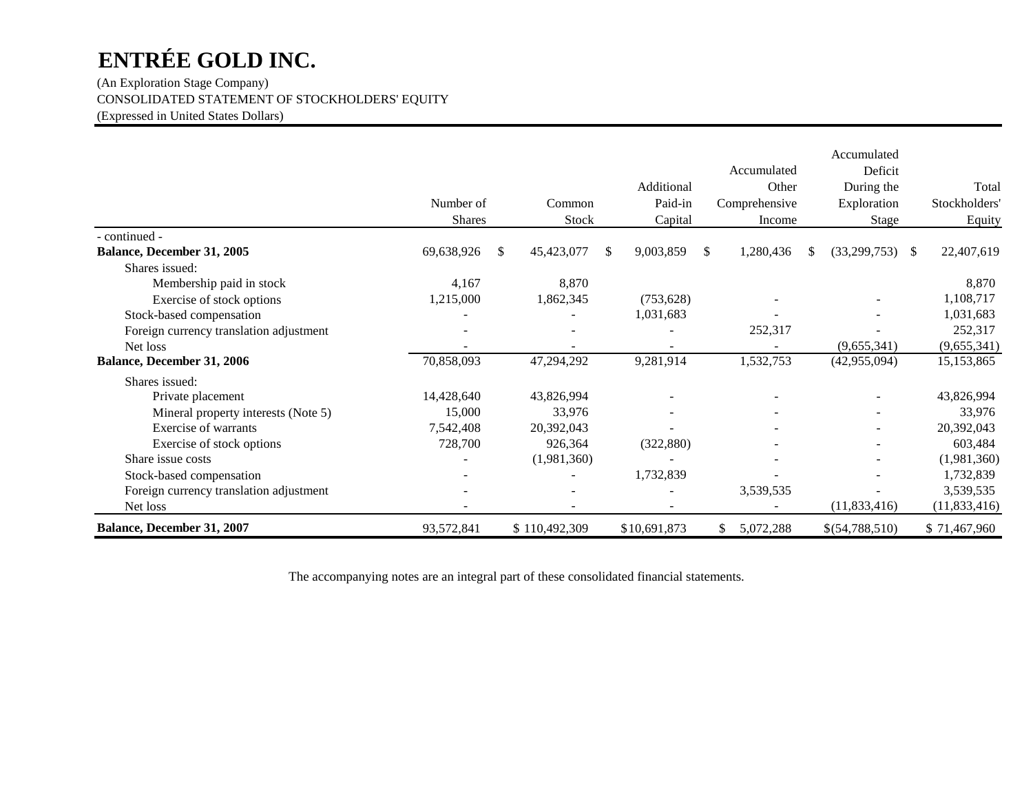# ENTRÉE GOLD INC.

(An Exploration Stage Company)
CONSOLIDATED STATEMENT OF STOCKHOLDERS' EQUITY
(Expressed in United States Dollars)

| | Number of Shares | Common Stock | Additional Paid-in Capital | Accumulated Other Comprehensive Income | Accumulated Deficit During the Exploration Stage | Total Stockholders' Equity |
|---|---|---|---|---|---|---|
| - continued - | | | | | | |
| **Balance, December 31, 2005** | 69,638,926 | $ 45,423,077 | $ 9,003,859 | $ 1,280,436 | $ (33,299,753) | $ 22,407,619 |
| Shares issued: | | | | | | |
| Membership paid in stock | 4,167 | 8,870 | | | | 8,870 |
| Exercise of stock options | 1,215,000 | 1,862,345 | (753,628) | - | - | 1,108,717 |
| Stock-based compensation | - | - | 1,031,683 | - | - | 1,031,683 |
| Foreign currency translation adjustment | - | - | - | 252,317 | - | 252,317 |
| Net loss | - | - | - | - | (9,655,341) | (9,655,341) |
| **Balance, December 31, 2006** | 70,858,093 | 47,294,292 | 9,281,914 | 1,532,753 | (42,955,094) | 15,153,865 |
| Shares issued: | | | | | | |
| Private placement | 14,428,640 | 43,826,994 | - | - | - | 43,826,994 |
| Mineral property interests (Note 5) | 15,000 | 33,976 | - | - | - | 33,976 |
| Exercise of warrants | 7,542,408 | 20,392,043 | - | - | - | 20,392,043 |
| Exercise of stock options | 728,700 | 926,364 | (322,880) | - | - | 603,484 |
| Share issue costs | - | (1,981,360) | - | - | - | (1,981,360) |
| Stock-based compensation | - | - | 1,732,839 | - | - | 1,732,839 |
| Foreign currency translation adjustment | - | - | - | 3,539,535 | - | 3,539,535 |
| Net loss | - | - | - | - | (11,833,416) | (11,833,416) |
| **Balance, December 31, 2007** | 93,572,841 | $ 110,492,309 | $10,691,873 | $ 5,072,288 | $(54,788,510) | $ 71,467,960 |

The accompanying notes are an integral part of these consolidated financial statements.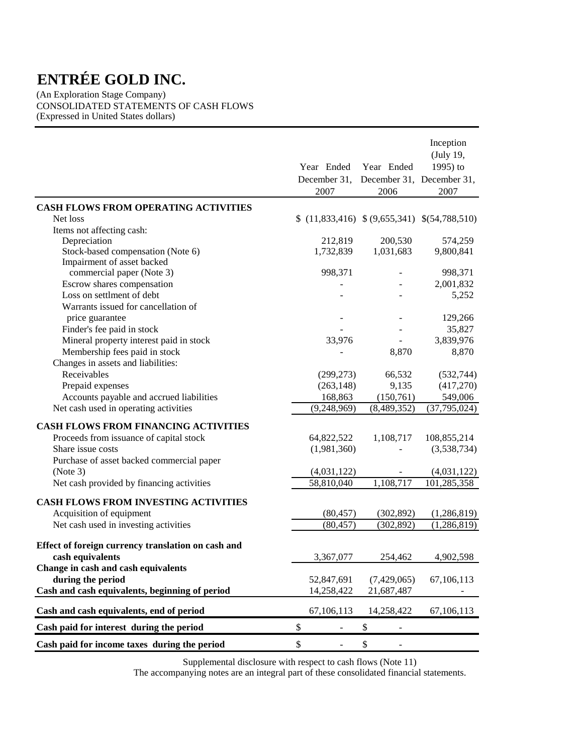# ENTRÉE GOLD INC.

(An Exploration Stage Company)
CONSOLIDATED STATEMENTS OF CASH FLOWS
(Expressed in United States dollars)

| | Year Ended December 31, 2007 | Year Ended December 31, 2006 | Inception (July 19, 1995) to December 31, 2007 |
|---|---|---|---|
| **CASH FLOWS FROM OPERATING ACTIVITIES** | | | |
| Net loss | $ (11,833,416) | $ (9,655,341) | $(54,788,510) |
| Items not affecting cash: | | | |
| Depreciation | 212,819 | 200,530 | 574,259 |
| Stock-based compensation (Note 6) | 1,732,839 | 1,031,683 | 9,800,841 |
| Impairment of asset backed commercial paper (Note 3) | 998,371 | - | 998,371 |
| Escrow shares compensation | - | - | 2,001,832 |
| Loss on settlment of debt | - | - | 5,252 |
| Warrants issued for cancellation of price guarantee | - | - | 129,266 |
| Finder's fee paid in stock | - | - | 35,827 |
| Mineral property interest paid in stock | 33,976 | - | 3,839,976 |
| Membership fees paid in stock | - | 8,870 | 8,870 |
| Changes in assets and liabilities: | | | |
| Receivables | (299,273) | 66,532 | (532,744) |
| Prepaid expenses | (263,148) | 9,135 | (417,270) |
| Accounts payable and accrued liabilities | 168,863 | (150,761) | 549,006 |
| Net cash used in operating activities | (9,248,969) | (8,489,352) | (37,795,024) |
| **CASH FLOWS FROM FINANCING ACTIVITIES** | | | |
| Proceeds from issuance of capital stock | 64,822,522 | 1,108,717 | 108,855,214 |
| Share issue costs | (1,981,360) | - | (3,538,734) |
| Purchase of asset backed commercial paper (Note 3) | (4,031,122) | - | (4,031,122) |
| Net cash provided by financing activities | 58,810,040 | 1,108,717 | 101,285,358 |
| **CASH FLOWS FROM INVESTING ACTIVITIES** | | | |
| Acquisition of equipment | (80,457) | (302,892) | (1,286,819) |
| Net cash used in investing activities | (80,457) | (302,892) | (1,286,819) |
| **Effect of foreign currency translation on cash and cash equivalents** | 3,367,077 | 254,462 | 4,902,598 |
| **Change in cash and cash equivalents during the period** | 52,847,691 | (7,429,065) | 67,106,113 |
| **Cash and cash equivalents, beginning of period** | 14,258,422 | 21,687,487 | - |
| **Cash and cash equivalents, end of period** | 67,106,113 | 14,258,422 | 67,106,113 |
| **Cash paid for interest during the period** | $ - | $ - | |
| **Cash paid for income taxes during the period** | $ - | $ - | |

Supplemental disclosure with respect to cash flows (Note 11)

The accompanying notes are an integral part of these consolidated financial statements.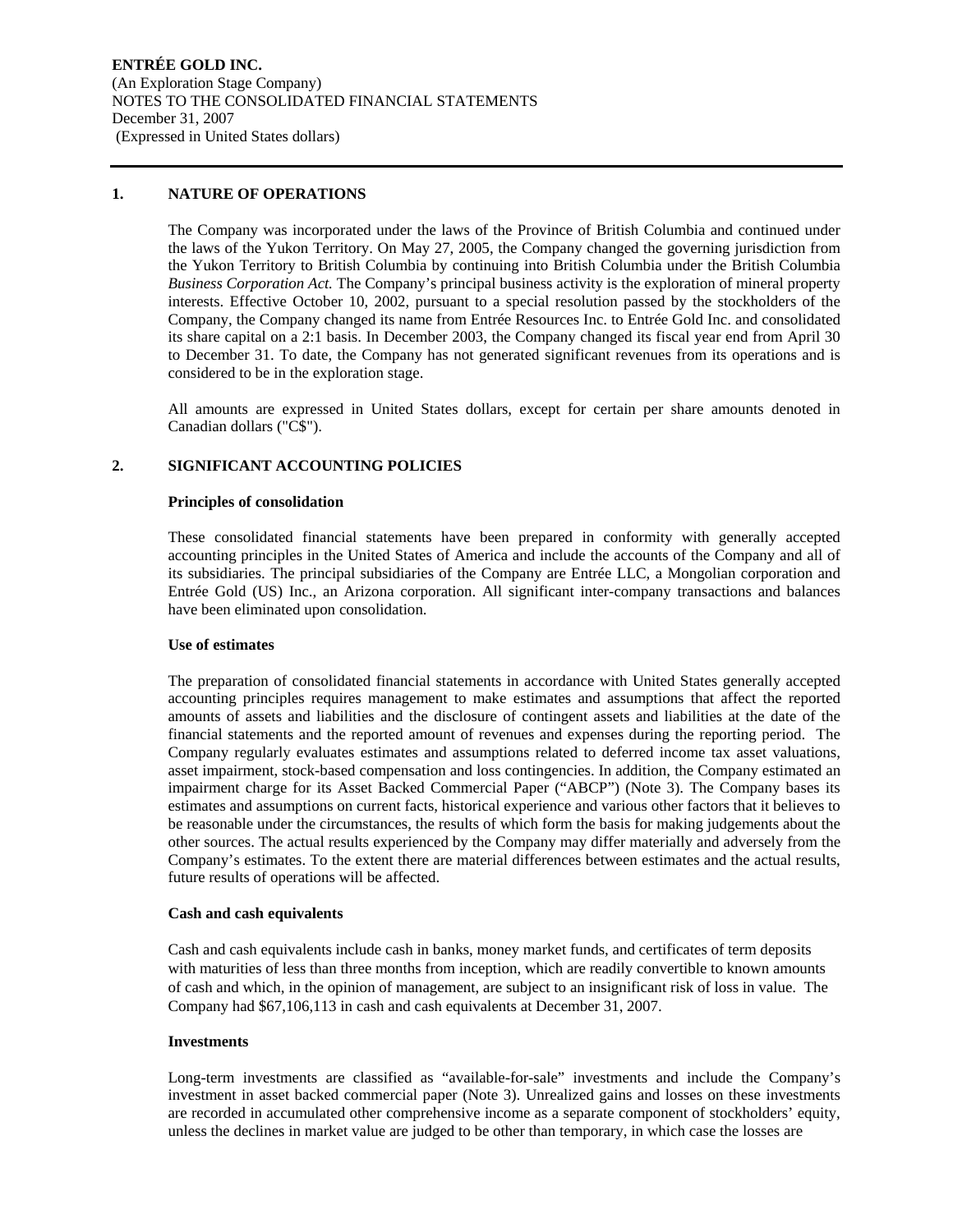**ENTRÉE GOLD INC.**
(An Exploration Stage Company)
NOTES TO THE CONSOLIDATED FINANCIAL STATEMENTS
December 31, 2007
(Expressed in United States dollars)

## 1. NATURE OF OPERATIONS

The Company was incorporated under the laws of the Province of British Columbia and continued under the laws of the Yukon Territory. On May 27, 2005, the Company changed the governing jurisdiction from the Yukon Territory to British Columbia by continuing into British Columbia under the British Columbia *Business Corporation Act.* The Company's principal business activity is the exploration of mineral property interests. Effective October 10, 2002, pursuant to a special resolution passed by the stockholders of the Company, the Company changed its name from Entrée Resources Inc. to Entrée Gold Inc. and consolidated its share capital on a 2:1 basis. In December 2003, the Company changed its fiscal year end from April 30 to December 31. To date, the Company has not generated significant revenues from its operations and is considered to be in the exploration stage.

All amounts are expressed in United States dollars, except for certain per share amounts denoted in Canadian dollars ("C$").

## 2. SIGNIFICANT ACCOUNTING POLICIES

### Principles of consolidation

These consolidated financial statements have been prepared in conformity with generally accepted accounting principles in the United States of America and include the accounts of the Company and all of its subsidiaries. The principal subsidiaries of the Company are Entrée LLC, a Mongolian corporation and Entrée Gold (US) Inc., an Arizona corporation. All significant inter-company transactions and balances have been eliminated upon consolidation.

### Use of estimates

The preparation of consolidated financial statements in accordance with United States generally accepted accounting principles requires management to make estimates and assumptions that affect the reported amounts of assets and liabilities and the disclosure of contingent assets and liabilities at the date of the financial statements and the reported amount of revenues and expenses during the reporting period. The Company regularly evaluates estimates and assumptions related to deferred income tax asset valuations, asset impairment, stock-based compensation and loss contingencies. In addition, the Company estimated an impairment charge for its Asset Backed Commercial Paper ("ABCP") (Note 3). The Company bases its estimates and assumptions on current facts, historical experience and various other factors that it believes to be reasonable under the circumstances, the results of which form the basis for making judgements about the other sources. The actual results experienced by the Company may differ materially and adversely from the Company's estimates. To the extent there are material differences between estimates and the actual results, future results of operations will be affected.

### Cash and cash equivalents

Cash and cash equivalents include cash in banks, money market funds, and certificates of term deposits with maturities of less than three months from inception, which are readily convertible to known amounts of cash and which, in the opinion of management, are subject to an insignificant risk of loss in value. The Company had $67,106,113 in cash and cash equivalents at December 31, 2007.

### Investments

Long-term investments are classified as "available-for-sale" investments and include the Company's investment in asset backed commercial paper (Note 3). Unrealized gains and losses on these investments are recorded in accumulated other comprehensive income as a separate component of stockholders' equity, unless the declines in market value are judged to be other than temporary, in which case the losses are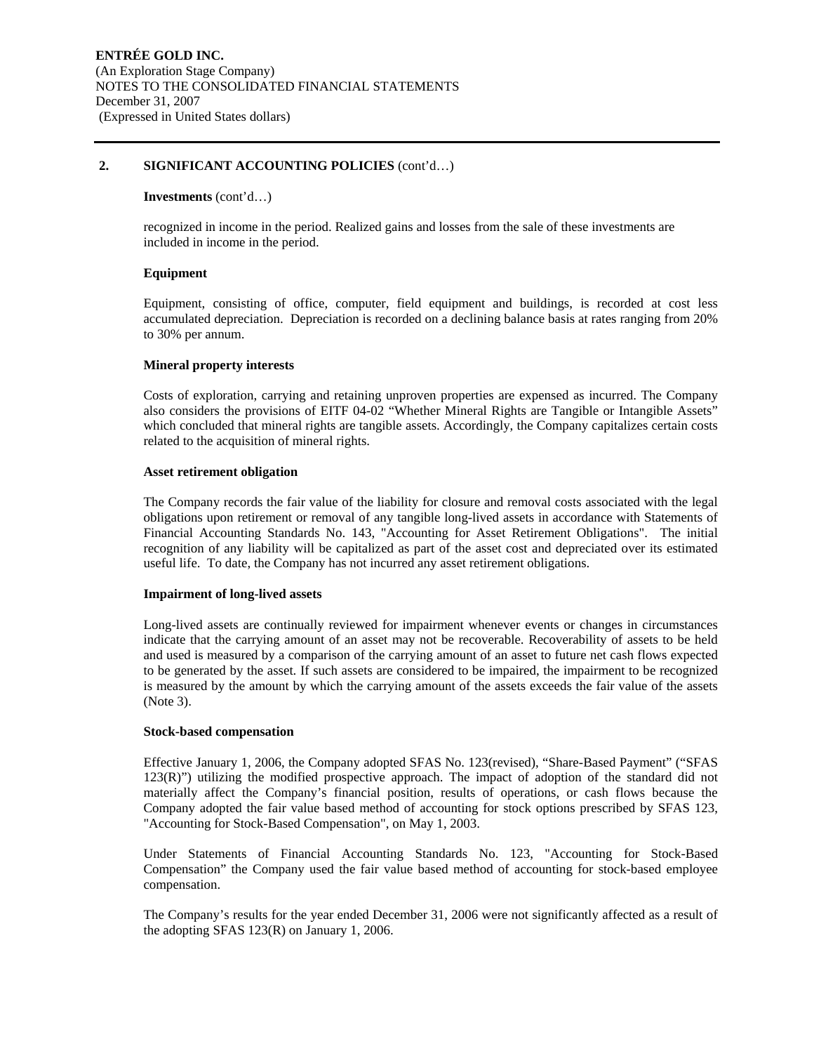## 2. SIGNIFICANT ACCOUNTING POLICIES (cont'd…)

**Investments** (cont'd…)

recognized in income in the period. Realized gains and losses from the sale of these investments are included in income in the period.

**Equipment**

Equipment, consisting of office, computer, field equipment and buildings, is recorded at cost less accumulated depreciation. Depreciation is recorded on a declining balance basis at rates ranging from 20% to 30% per annum.

**Mineral property interests**

Costs of exploration, carrying and retaining unproven properties are expensed as incurred. The Company also considers the provisions of EITF 04-02 "Whether Mineral Rights are Tangible or Intangible Assets" which concluded that mineral rights are tangible assets. Accordingly, the Company capitalizes certain costs related to the acquisition of mineral rights.

**Asset retirement obligation**

The Company records the fair value of the liability for closure and removal costs associated with the legal obligations upon retirement or removal of any tangible long-lived assets in accordance with Statements of Financial Accounting Standards No. 143, "Accounting for Asset Retirement Obligations". The initial recognition of any liability will be capitalized as part of the asset cost and depreciated over its estimated useful life. To date, the Company has not incurred any asset retirement obligations.

**Impairment of long-lived assets**

Long-lived assets are continually reviewed for impairment whenever events or changes in circumstances indicate that the carrying amount of an asset may not be recoverable. Recoverability of assets to be held and used is measured by a comparison of the carrying amount of an asset to future net cash flows expected to be generated by the asset. If such assets are considered to be impaired, the impairment to be recognized is measured by the amount by which the carrying amount of the assets exceeds the fair value of the assets (Note 3).

**Stock-based compensation**

Effective January 1, 2006, the Company adopted SFAS No. 123(revised), "Share-Based Payment" ("SFAS 123(R)") utilizing the modified prospective approach. The impact of adoption of the standard did not materially affect the Company's financial position, results of operations, or cash flows because the Company adopted the fair value based method of accounting for stock options prescribed by SFAS 123, "Accounting for Stock-Based Compensation", on May 1, 2003.

Under Statements of Financial Accounting Standards No. 123, "Accounting for Stock-Based Compensation" the Company used the fair value based method of accounting for stock-based employee compensation.

The Company's results for the year ended December 31, 2006 were not significantly affected as a result of the adopting SFAS 123(R) on January 1, 2006.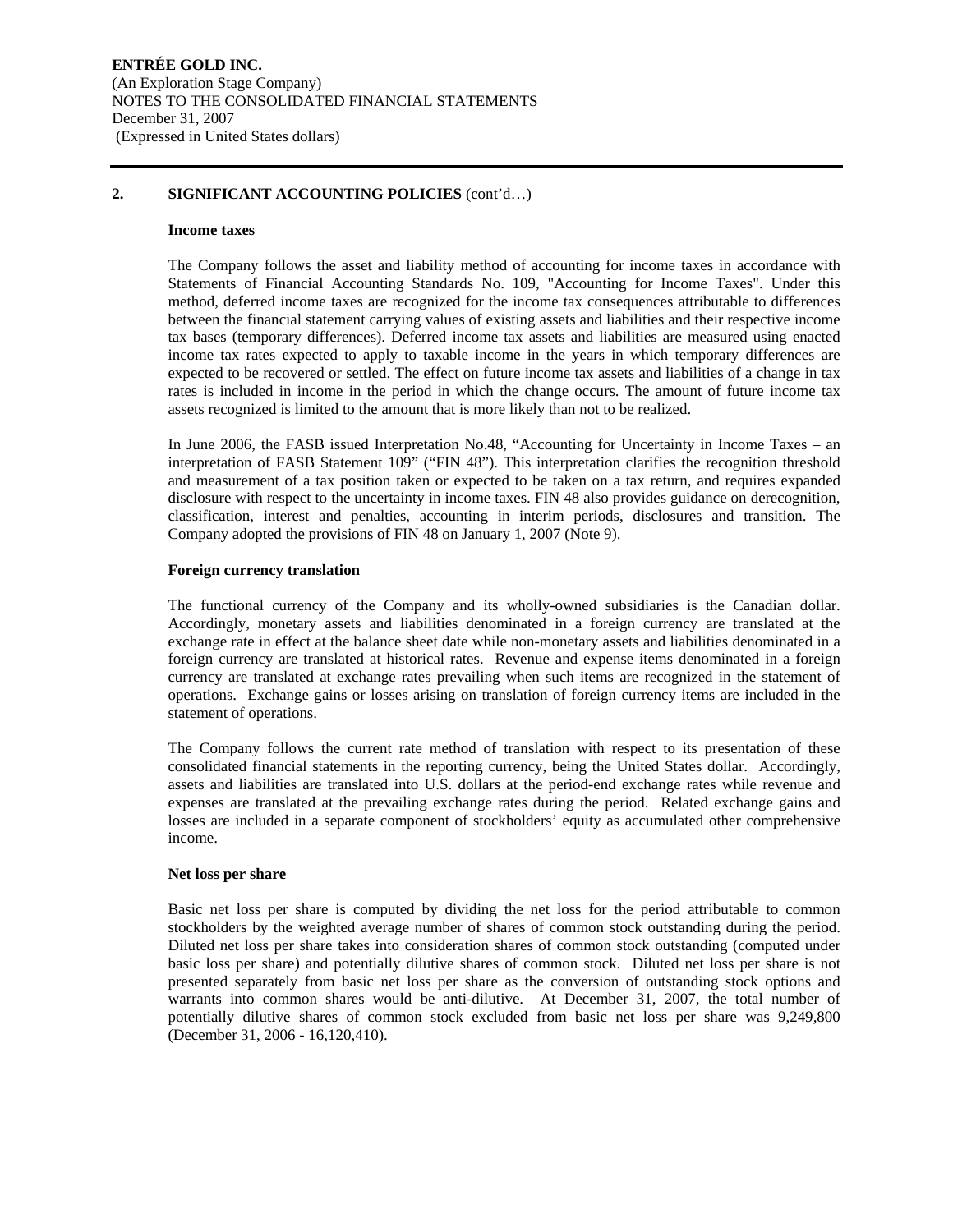## 2. SIGNIFICANT ACCOUNTING POLICIES (cont'd…)

**Income taxes**

The Company follows the asset and liability method of accounting for income taxes in accordance with Statements of Financial Accounting Standards No. 109, "Accounting for Income Taxes". Under this method, deferred income taxes are recognized for the income tax consequences attributable to differences between the financial statement carrying values of existing assets and liabilities and their respective income tax bases (temporary differences). Deferred income tax assets and liabilities are measured using enacted income tax rates expected to apply to taxable income in the years in which temporary differences are expected to be recovered or settled. The effect on future income tax assets and liabilities of a change in tax rates is included in income in the period in which the change occurs. The amount of future income tax assets recognized is limited to the amount that is more likely than not to be realized.

In June 2006, the FASB issued Interpretation No.48, "Accounting for Uncertainty in Income Taxes – an interpretation of FASB Statement 109" ("FIN 48"). This interpretation clarifies the recognition threshold and measurement of a tax position taken or expected to be taken on a tax return, and requires expanded disclosure with respect to the uncertainty in income taxes. FIN 48 also provides guidance on derecognition, classification, interest and penalties, accounting in interim periods, disclosures and transition. The Company adopted the provisions of FIN 48 on January 1, 2007 (Note 9).

**Foreign currency translation**

The functional currency of the Company and its wholly-owned subsidiaries is the Canadian dollar. Accordingly, monetary assets and liabilities denominated in a foreign currency are translated at the exchange rate in effect at the balance sheet date while non-monetary assets and liabilities denominated in a foreign currency are translated at historical rates. Revenue and expense items denominated in a foreign currency are translated at exchange rates prevailing when such items are recognized in the statement of operations. Exchange gains or losses arising on translation of foreign currency items are included in the statement of operations.

The Company follows the current rate method of translation with respect to its presentation of these consolidated financial statements in the reporting currency, being the United States dollar. Accordingly, assets and liabilities are translated into U.S. dollars at the period-end exchange rates while revenue and expenses are translated at the prevailing exchange rates during the period. Related exchange gains and losses are included in a separate component of stockholders' equity as accumulated other comprehensive income.

**Net loss per share**

Basic net loss per share is computed by dividing the net loss for the period attributable to common stockholders by the weighted average number of shares of common stock outstanding during the period. Diluted net loss per share takes into consideration shares of common stock outstanding (computed under basic loss per share) and potentially dilutive shares of common stock. Diluted net loss per share is not presented separately from basic net loss per share as the conversion of outstanding stock options and warrants into common shares would be anti-dilutive. At December 31, 2007, the total number of potentially dilutive shares of common stock excluded from basic net loss per share was 9,249,800 (December 31, 2006 - 16,120,410).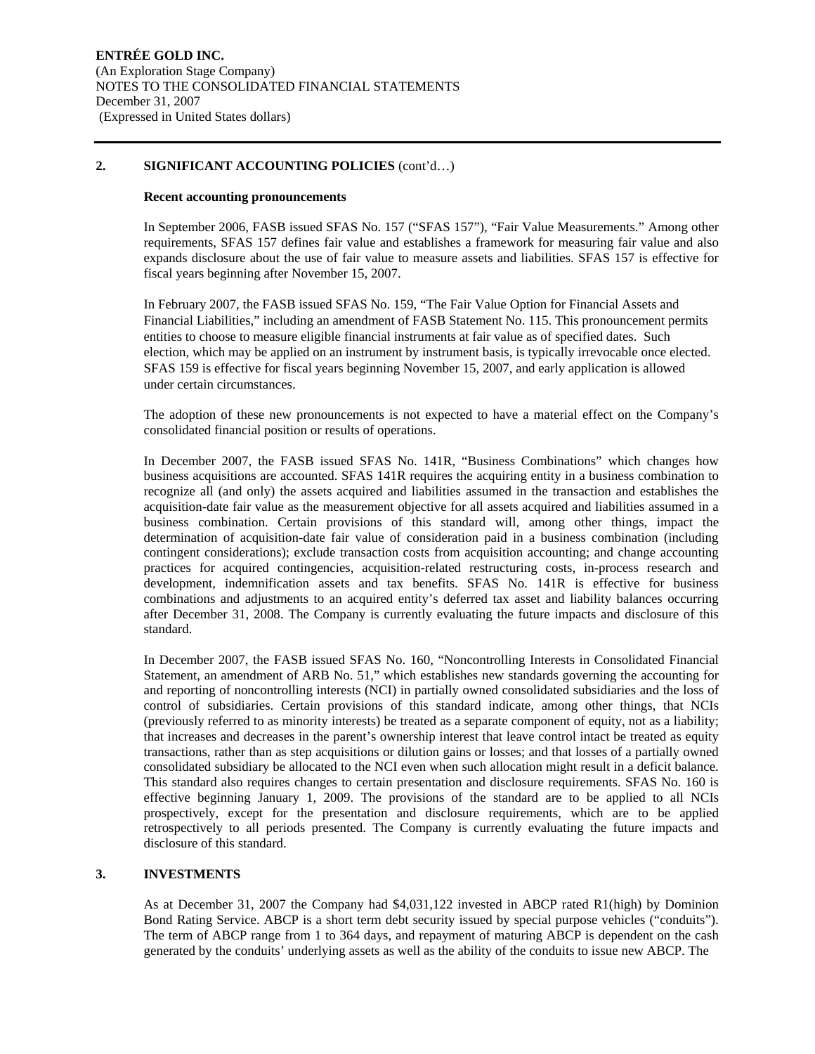ENTRÉE GOLD INC.
(An Exploration Stage Company)
NOTES TO THE CONSOLIDATED FINANCIAL STATEMENTS
December 31, 2007
(Expressed in United States dollars)

## 2. SIGNIFICANT ACCOUNTING POLICIES (cont'd…)

**Recent accounting pronouncements**

In September 2006, FASB issued SFAS No. 157 ("SFAS 157"), "Fair Value Measurements." Among other requirements, SFAS 157 defines fair value and establishes a framework for measuring fair value and also expands disclosure about the use of fair value to measure assets and liabilities. SFAS 157 is effective for fiscal years beginning after November 15, 2007.

In February 2007, the FASB issued SFAS No. 159, "The Fair Value Option for Financial Assets and Financial Liabilities," including an amendment of FASB Statement No. 115. This pronouncement permits entities to choose to measure eligible financial instruments at fair value as of specified dates. Such election, which may be applied on an instrument by instrument basis, is typically irrevocable once elected. SFAS 159 is effective for fiscal years beginning November 15, 2007, and early application is allowed under certain circumstances.

The adoption of these new pronouncements is not expected to have a material effect on the Company's consolidated financial position or results of operations.

In December 2007, the FASB issued SFAS No. 141R, "Business Combinations" which changes how business acquisitions are accounted. SFAS 141R requires the acquiring entity in a business combination to recognize all (and only) the assets acquired and liabilities assumed in the transaction and establishes the acquisition-date fair value as the measurement objective for all assets acquired and liabilities assumed in a business combination. Certain provisions of this standard will, among other things, impact the determination of acquisition-date fair value of consideration paid in a business combination (including contingent considerations); exclude transaction costs from acquisition accounting; and change accounting practices for acquired contingencies, acquisition-related restructuring costs, in-process research and development, indemnification assets and tax benefits. SFAS No. 141R is effective for business combinations and adjustments to an acquired entity's deferred tax asset and liability balances occurring after December 31, 2008. The Company is currently evaluating the future impacts and disclosure of this standard.

In December 2007, the FASB issued SFAS No. 160, "Noncontrolling Interests in Consolidated Financial Statement, an amendment of ARB No. 51," which establishes new standards governing the accounting for and reporting of noncontrolling interests (NCI) in partially owned consolidated subsidiaries and the loss of control of subsidiaries. Certain provisions of this standard indicate, among other things, that NCIs (previously referred to as minority interests) be treated as a separate component of equity, not as a liability; that increases and decreases in the parent's ownership interest that leave control intact be treated as equity transactions, rather than as step acquisitions or dilution gains or losses; and that losses of a partially owned consolidated subsidiary be allocated to the NCI even when such allocation might result in a deficit balance. This standard also requires changes to certain presentation and disclosure requirements. SFAS No. 160 is effective beginning January 1, 2009. The provisions of the standard are to be applied to all NCIs prospectively, except for the presentation and disclosure requirements, which are to be applied retrospectively to all periods presented. The Company is currently evaluating the future impacts and disclosure of this standard.

## 3. INVESTMENTS

As at December 31, 2007 the Company had $4,031,122 invested in ABCP rated R1(high) by Dominion Bond Rating Service. ABCP is a short term debt security issued by special purpose vehicles ("conduits"). The term of ABCP range from 1 to 364 days, and repayment of maturing ABCP is dependent on the cash generated by the conduits' underlying assets as well as the ability of the conduits to issue new ABCP. The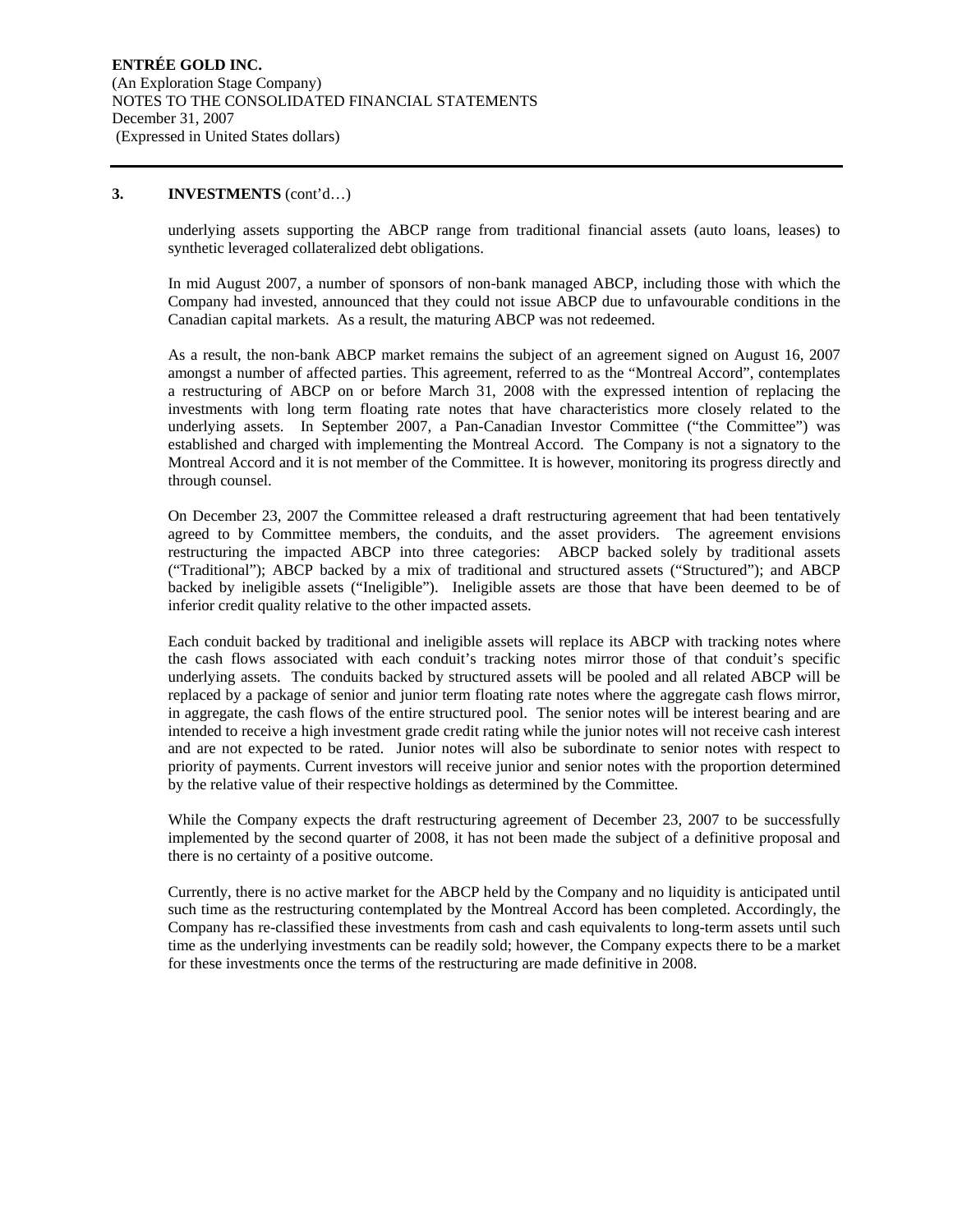### 3. INVESTMENTS (cont'd…)

underlying assets supporting the ABCP range from traditional financial assets (auto loans, leases) to synthetic leveraged collateralized debt obligations.

In mid August 2007, a number of sponsors of non-bank managed ABCP, including those with which the Company had invested, announced that they could not issue ABCP due to unfavourable conditions in the Canadian capital markets. As a result, the maturing ABCP was not redeemed.

As a result, the non-bank ABCP market remains the subject of an agreement signed on August 16, 2007 amongst a number of affected parties. This agreement, referred to as the "Montreal Accord", contemplates a restructuring of ABCP on or before March 31, 2008 with the expressed intention of replacing the investments with long term floating rate notes that have characteristics more closely related to the underlying assets. In September 2007, a Pan-Canadian Investor Committee ("the Committee") was established and charged with implementing the Montreal Accord. The Company is not a signatory to the Montreal Accord and it is not member of the Committee. It is however, monitoring its progress directly and through counsel.

On December 23, 2007 the Committee released a draft restructuring agreement that had been tentatively agreed to by Committee members, the conduits, and the asset providers. The agreement envisions restructuring the impacted ABCP into three categories: ABCP backed solely by traditional assets ("Traditional"); ABCP backed by a mix of traditional and structured assets ("Structured"); and ABCP backed by ineligible assets ("Ineligible"). Ineligible assets are those that have been deemed to be of inferior credit quality relative to the other impacted assets.

Each conduit backed by traditional and ineligible assets will replace its ABCP with tracking notes where the cash flows associated with each conduit's tracking notes mirror those of that conduit's specific underlying assets. The conduits backed by structured assets will be pooled and all related ABCP will be replaced by a package of senior and junior term floating rate notes where the aggregate cash flows mirror, in aggregate, the cash flows of the entire structured pool. The senior notes will be interest bearing and are intended to receive a high investment grade credit rating while the junior notes will not receive cash interest and are not expected to be rated. Junior notes will also be subordinate to senior notes with respect to priority of payments. Current investors will receive junior and senior notes with the proportion determined by the relative value of their respective holdings as determined by the Committee.

While the Company expects the draft restructuring agreement of December 23, 2007 to be successfully implemented by the second quarter of 2008, it has not been made the subject of a definitive proposal and there is no certainty of a positive outcome.

Currently, there is no active market for the ABCP held by the Company and no liquidity is anticipated until such time as the restructuring contemplated by the Montreal Accord has been completed. Accordingly, the Company has re-classified these investments from cash and cash equivalents to long-term assets until such time as the underlying investments can be readily sold; however, the Company expects there to be a market for these investments once the terms of the restructuring are made definitive in 2008.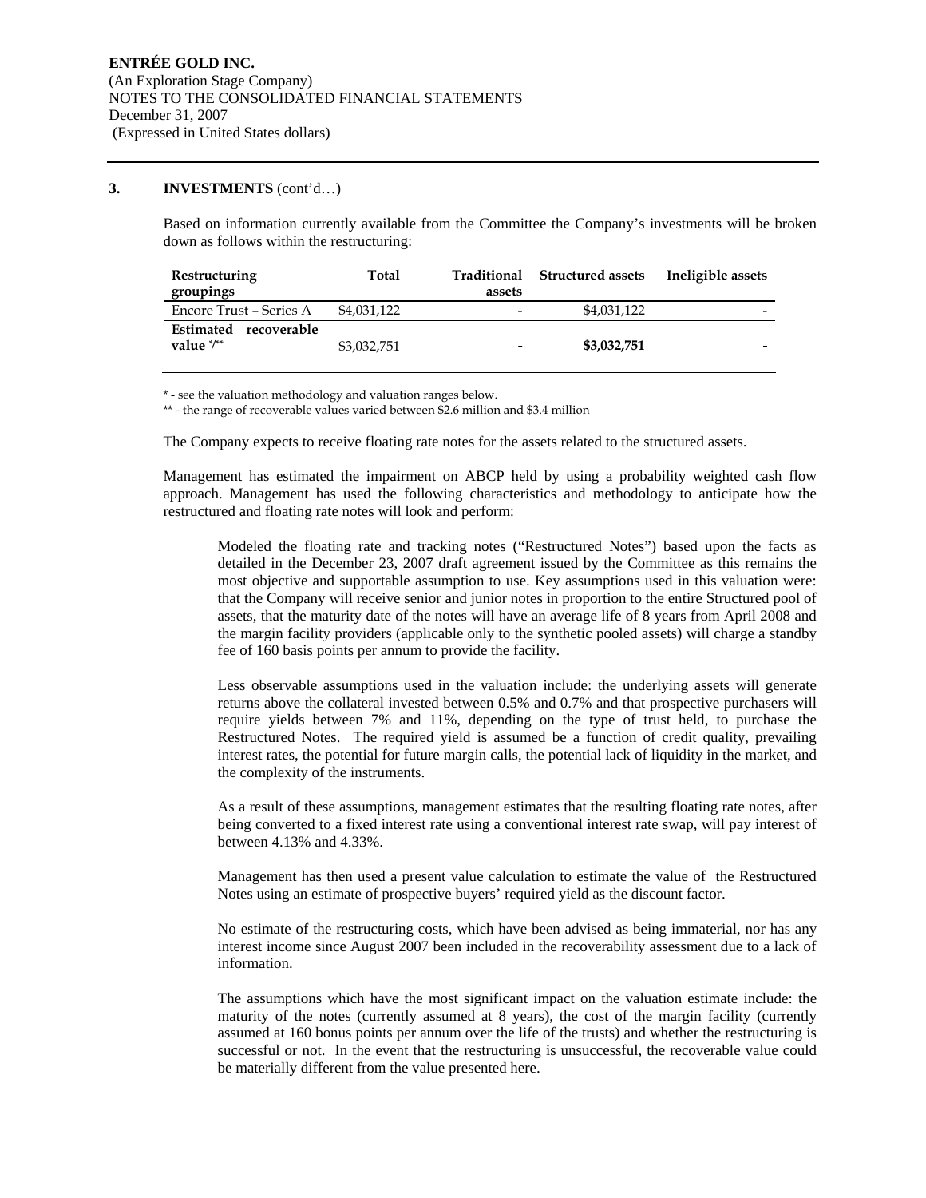**3. INVESTMENTS** (cont'd…)

Based on information currently available from the Committee the Company's investments will be broken down as follows within the restructuring:

| Restructuring groupings | Total | Traditional assets | Structured assets | Ineligible assets |
|---|---|---|---|---|
| Encore Trust – Series A | $4,031,122 | - | $4,031,122 | - |
| **Estimated recoverable value** */** | $3,032,751 | **-** | **$3,032,751** | **-** |

\* - see the valuation methodology and valuation ranges below.

** - the range of recoverable values varied between $2.6 million and $3.4 million

The Company expects to receive floating rate notes for the assets related to the structured assets.

Management has estimated the impairment on ABCP held by using a probability weighted cash flow approach. Management has used the following characteristics and methodology to anticipate how the restructured and floating rate notes will look and perform:

> Modeled the floating rate and tracking notes ("Restructured Notes") based upon the facts as detailed in the December 23, 2007 draft agreement issued by the Committee as this remains the most objective and supportable assumption to use. Key assumptions used in this valuation were: that the Company will receive senior and junior notes in proportion to the entire Structured pool of assets, that the maturity date of the notes will have an average life of 8 years from April 2008 and the margin facility providers (applicable only to the synthetic pooled assets) will charge a standby fee of 160 basis points per annum to provide the facility.
>
> Less observable assumptions used in the valuation include: the underlying assets will generate returns above the collateral invested between 0.5% and 0.7% and that prospective purchasers will require yields between 7% and 11%, depending on the type of trust held, to purchase the Restructured Notes. The required yield is assumed be a function of credit quality, prevailing interest rates, the potential for future margin calls, the potential lack of liquidity in the market, and the complexity of the instruments.
>
> As a result of these assumptions, management estimates that the resulting floating rate notes, after being converted to a fixed interest rate using a conventional interest rate swap, will pay interest of between 4.13% and 4.33%.
>
> Management has then used a present value calculation to estimate the value of the Restructured Notes using an estimate of prospective buyers' required yield as the discount factor.
>
> No estimate of the restructuring costs, which have been advised as being immaterial, nor has any interest income since August 2007 been included in the recoverability assessment due to a lack of information.
>
> The assumptions which have the most significant impact on the valuation estimate include: the maturity of the notes (currently assumed at 8 years), the cost of the margin facility (currently assumed at 160 bonus points per annum over the life of the trusts) and whether the restructuring is successful or not. In the event that the restructuring is unsuccessful, the recoverable value could be materially different from the value presented here.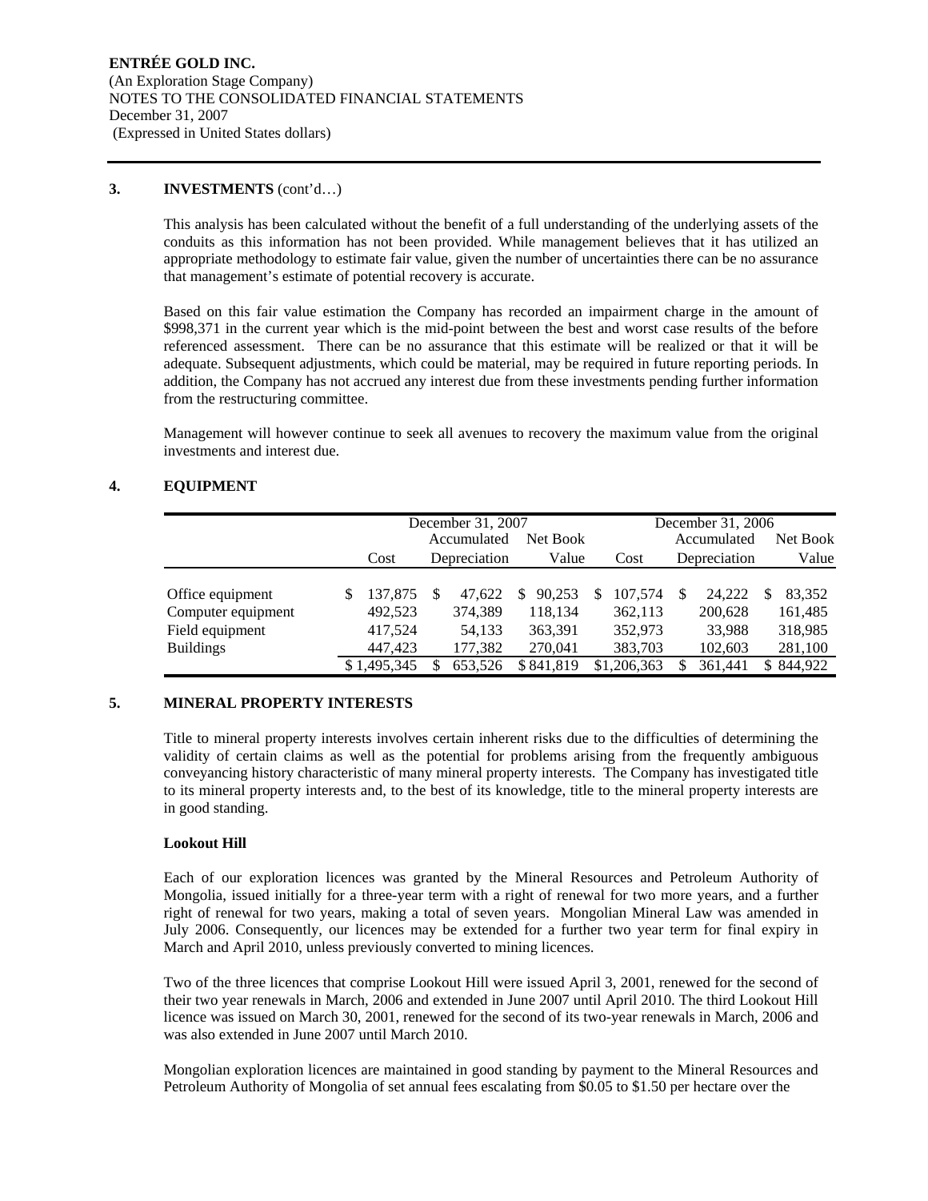**ENTRÉE GOLD INC.**
(An Exploration Stage Company)
NOTES TO THE CONSOLIDATED FINANCIAL STATEMENTS
December 31, 2007
(Expressed in United States dollars)

## 3. INVESTMENTS (cont'd…)

This analysis has been calculated without the benefit of a full understanding of the underlying assets of the conduits as this information has not been provided. While management believes that it has utilized an appropriate methodology to estimate fair value, given the number of uncertainties there can be no assurance that management's estimate of potential recovery is accurate.

Based on this fair value estimation the Company has recorded an impairment charge in the amount of $998,371 in the current year which is the mid-point between the best and worst case results of the before referenced assessment. There can be no assurance that this estimate will be realized or that it will be adequate. Subsequent adjustments, which could be material, may be required in future reporting periods. In addition, the Company has not accrued any interest due from these investments pending further information from the restructuring committee.

Management will however continue to seek all avenues to recovery the maximum value from the original investments and interest due.

## 4. EQUIPMENT

| | December 31, 2007 | | | December 31, 2006 | | |
|---|---|---|---|---|---|---|
| | Cost | Accumulated Depreciation | Net Book Value | Cost | Accumulated Depreciation | Net Book Value |
| Office equipment | $ 137,875 | $ 47,622 | $ 90,253 | $ 107,574 | $ 24,222 | $ 83,352 |
| Computer equipment | 492,523 | 374,389 | 118,134 | 362,113 | 200,628 | 161,485 |
| Field equipment | 417,524 | 54,133 | 363,391 | 352,973 | 33,988 | 318,985 |
| Buildings | 447,423 | 177,382 | 270,041 | 383,703 | 102,603 | 281,100 |
| | $ 1,495,345 | $ 653,526 | $ 841,819 | $1,206,363 | $ 361,441 | $ 844,922 |

## 5. MINERAL PROPERTY INTERESTS

Title to mineral property interests involves certain inherent risks due to the difficulties of determining the validity of certain claims as well as the potential for problems arising from the frequently ambiguous conveyancing history characteristic of many mineral property interests. The Company has investigated title to its mineral property interests and, to the best of its knowledge, title to the mineral property interests are in good standing.

**Lookout Hill**

Each of our exploration licences was granted by the Mineral Resources and Petroleum Authority of Mongolia, issued initially for a three-year term with a right of renewal for two more years, and a further right of renewal for two years, making a total of seven years. Mongolian Mineral Law was amended in July 2006. Consequently, our licences may be extended for a further two year term for final expiry in March and April 2010, unless previously converted to mining licences.

Two of the three licences that comprise Lookout Hill were issued April 3, 2001, renewed for the second of their two year renewals in March, 2006 and extended in June 2007 until April 2010. The third Lookout Hill licence was issued on March 30, 2001, renewed for the second of its two-year renewals in March, 2006 and was also extended in June 2007 until March 2010.

Mongolian exploration licences are maintained in good standing by payment to the Mineral Resources and Petroleum Authority of Mongolia of set annual fees escalating from $0.05 to $1.50 per hectare over the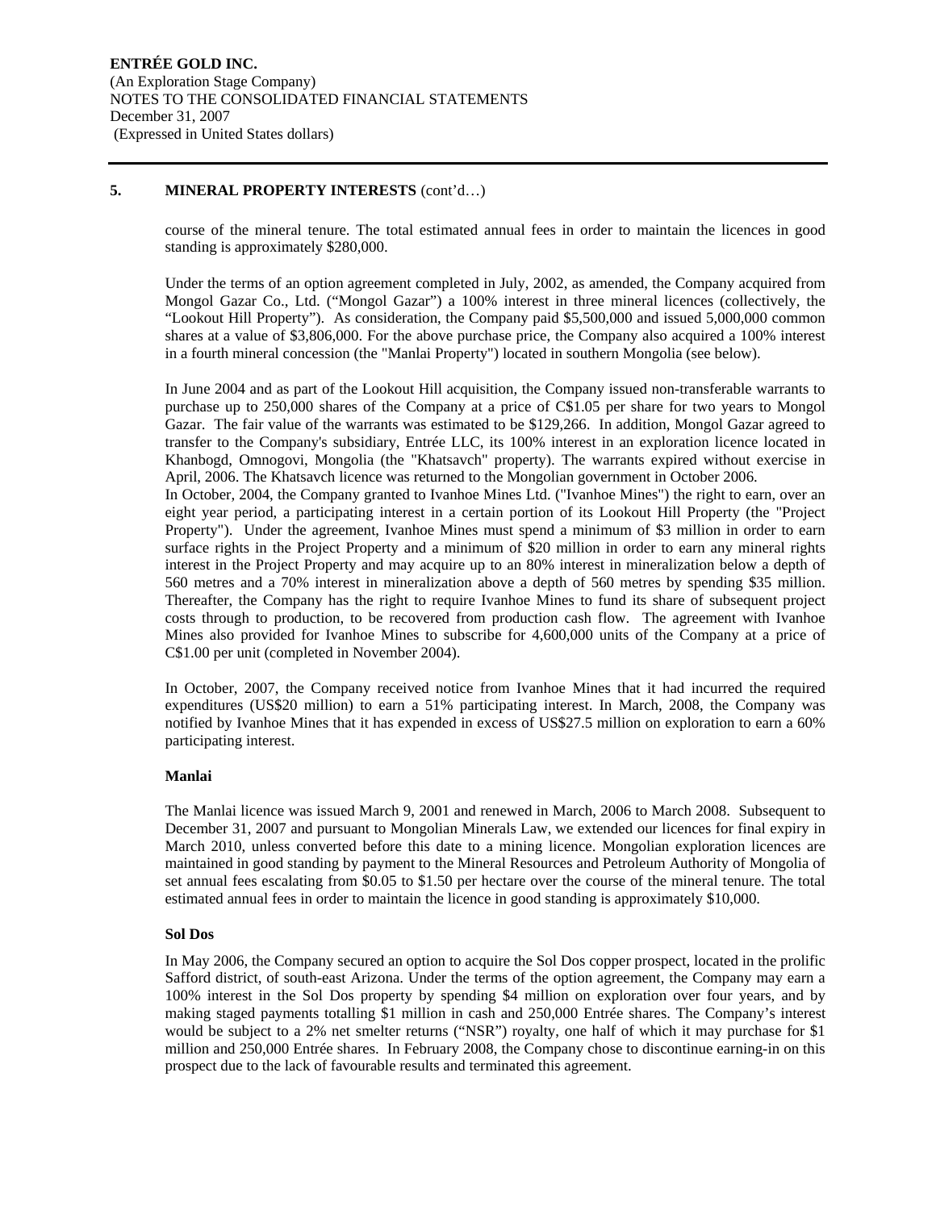## 5. MINERAL PROPERTY INTERESTS (cont'd…)

course of the mineral tenure. The total estimated annual fees in order to maintain the licences in good standing is approximately $280,000.

Under the terms of an option agreement completed in July, 2002, as amended, the Company acquired from Mongol Gazar Co., Ltd. ("Mongol Gazar") a 100% interest in three mineral licences (collectively, the "Lookout Hill Property"). As consideration, the Company paid $5,500,000 and issued 5,000,000 common shares at a value of $3,806,000. For the above purchase price, the Company also acquired a 100% interest in a fourth mineral concession (the "Manlai Property") located in southern Mongolia (see below).

In June 2004 and as part of the Lookout Hill acquisition, the Company issued non-transferable warrants to purchase up to 250,000 shares of the Company at a price of C$1.05 per share for two years to Mongol Gazar. The fair value of the warrants was estimated to be $129,266. In addition, Mongol Gazar agreed to transfer to the Company's subsidiary, Entrée LLC, its 100% interest in an exploration licence located in Khanbogd, Omnogovi, Mongolia (the "Khatsavch" property). The warrants expired without exercise in April, 2006. The Khatsavch licence was returned to the Mongolian government in October 2006.

In October, 2004, the Company granted to Ivanhoe Mines Ltd. ("Ivanhoe Mines") the right to earn, over an eight year period, a participating interest in a certain portion of its Lookout Hill Property (the "Project Property"). Under the agreement, Ivanhoe Mines must spend a minimum of $3 million in order to earn surface rights in the Project Property and a minimum of $20 million in order to earn any mineral rights interest in the Project Property and may acquire up to an 80% interest in mineralization below a depth of 560 metres and a 70% interest in mineralization above a depth of 560 metres by spending $35 million. Thereafter, the Company has the right to require Ivanhoe Mines to fund its share of subsequent project costs through to production, to be recovered from production cash flow. The agreement with Ivanhoe Mines also provided for Ivanhoe Mines to subscribe for 4,600,000 units of the Company at a price of C$1.00 per unit (completed in November 2004).

In October, 2007, the Company received notice from Ivanhoe Mines that it had incurred the required expenditures (US$20 million) to earn a 51% participating interest. In March, 2008, the Company was notified by Ivanhoe Mines that it has expended in excess of US$27.5 million on exploration to earn a 60% participating interest.

### Manlai

The Manlai licence was issued March 9, 2001 and renewed in March, 2006 to March 2008. Subsequent to December 31, 2007 and pursuant to Mongolian Minerals Law, we extended our licences for final expiry in March 2010, unless converted before this date to a mining licence. Mongolian exploration licences are maintained in good standing by payment to the Mineral Resources and Petroleum Authority of Mongolia of set annual fees escalating from $0.05 to $1.50 per hectare over the course of the mineral tenure. The total estimated annual fees in order to maintain the licence in good standing is approximately $10,000.

### Sol Dos

In May 2006, the Company secured an option to acquire the Sol Dos copper prospect, located in the prolific Safford district, of south-east Arizona. Under the terms of the option agreement, the Company may earn a 100% interest in the Sol Dos property by spending $4 million on exploration over four years, and by making staged payments totalling $1 million in cash and 250,000 Entrée shares. The Company's interest would be subject to a 2% net smelter returns ("NSR") royalty, one half of which it may purchase for $1 million and 250,000 Entrée shares. In February 2008, the Company chose to discontinue earning-in on this prospect due to the lack of favourable results and terminated this agreement.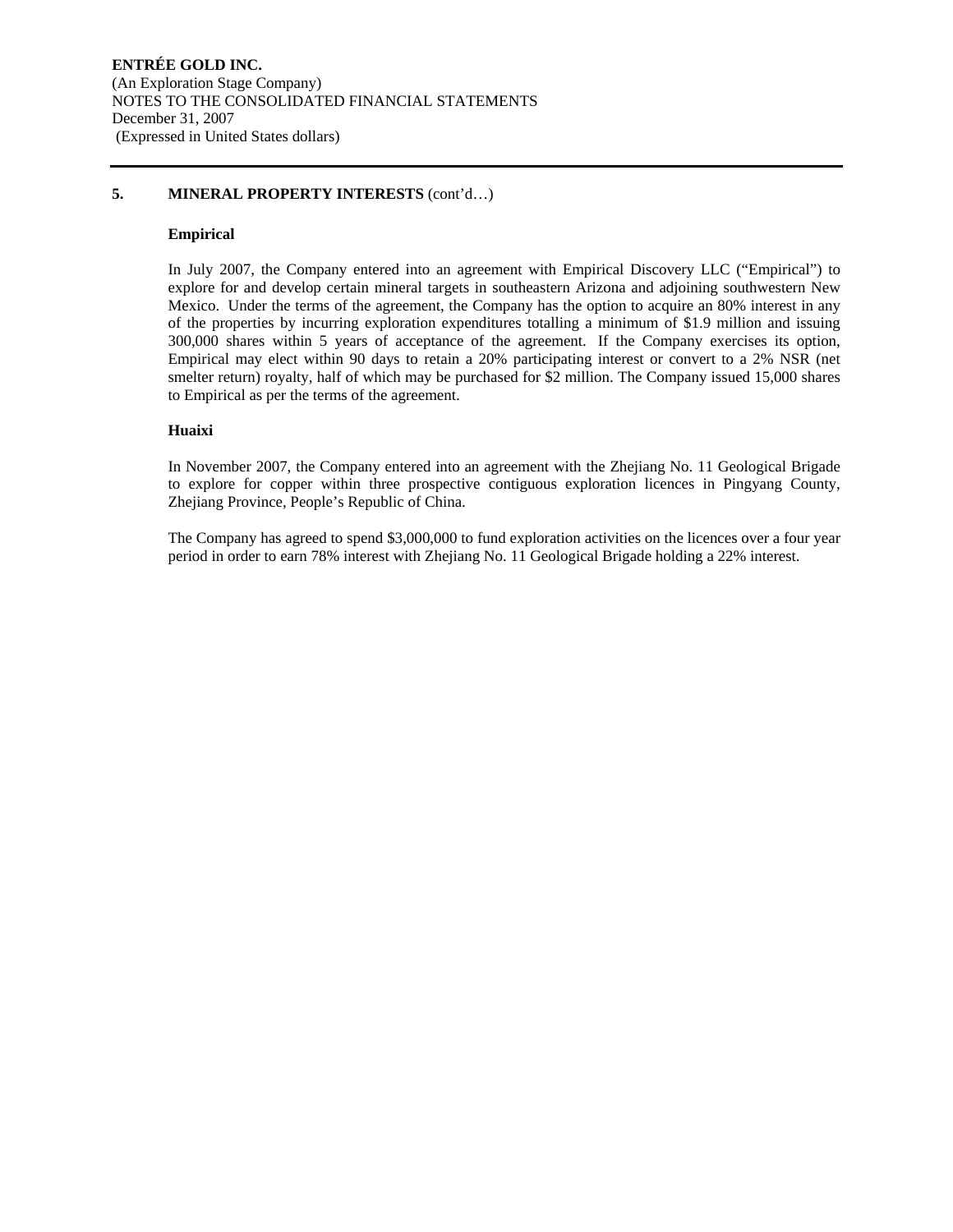## 5. MINERAL PROPERTY INTERESTS (cont'd…)

### Empirical

In July 2007, the Company entered into an agreement with Empirical Discovery LLC ("Empirical") to explore for and develop certain mineral targets in southeastern Arizona and adjoining southwestern New Mexico. Under the terms of the agreement, the Company has the option to acquire an 80% interest in any of the properties by incurring exploration expenditures totalling a minimum of $1.9 million and issuing 300,000 shares within 5 years of acceptance of the agreement. If the Company exercises its option, Empirical may elect within 90 days to retain a 20% participating interest or convert to a 2% NSR (net smelter return) royalty, half of which may be purchased for $2 million. The Company issued 15,000 shares to Empirical as per the terms of the agreement.

### Huaixi

In November 2007, the Company entered into an agreement with the Zhejiang No. 11 Geological Brigade to explore for copper within three prospective contiguous exploration licences in Pingyang County, Zhejiang Province, People's Republic of China.

The Company has agreed to spend $3,000,000 to fund exploration activities on the licences over a four year period in order to earn 78% interest with Zhejiang No. 11 Geological Brigade holding a 22% interest.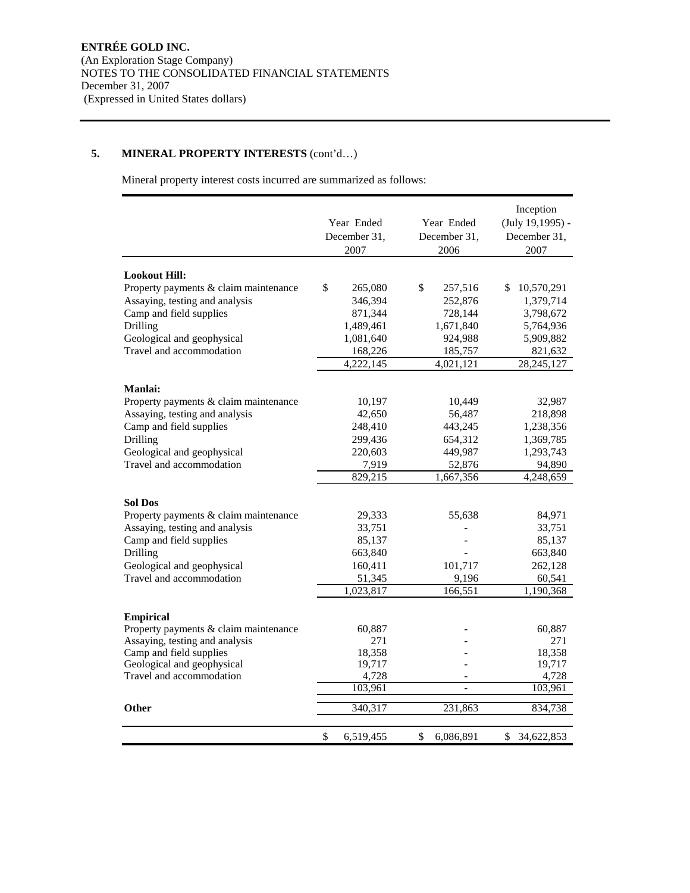**ENTRÉE GOLD INC.**
(An Exploration Stage Company)
NOTES TO THE CONSOLIDATED FINANCIAL STATEMENTS
December 31, 2007
(Expressed in United States dollars)

## 5. MINERAL PROPERTY INTERESTS (cont'd…)

Mineral property interest costs incurred are summarized as follows:

| | Year Ended December 31, 2007 | Year Ended December 31, 2006 | Inception (July 19,1995) - December 31, 2007 |
|---|---|---|---|
| **Lookout Hill:** | | | |
| Property payments & claim maintenance | $ 265,080 | $ 257,516 | $ 10,570,291 |
| Assaying, testing and analysis | 346,394 | 252,876 | 1,379,714 |
| Camp and field supplies | 871,344 | 728,144 | 3,798,672 |
| Drilling | 1,489,461 | 1,671,840 | 5,764,936 |
| Geological and geophysical | 1,081,640 | 924,988 | 5,909,882 |
| Travel and accommodation | 168,226 | 185,757 | 821,632 |
| | 4,222,145 | 4,021,121 | 28,245,127 |
| **Manlai:** | | | |
| Property payments & claim maintenance | 10,197 | 10,449 | 32,987 |
| Assaying, testing and analysis | 42,650 | 56,487 | 218,898 |
| Camp and field supplies | 248,410 | 443,245 | 1,238,356 |
| Drilling | 299,436 | 654,312 | 1,369,785 |
| Geological and geophysical | 220,603 | 449,987 | 1,293,743 |
| Travel and accommodation | 7,919 | 52,876 | 94,890 |
| | 829,215 | 1,667,356 | 4,248,659 |
| **Sol Dos** | | | |
| Property payments & claim maintenance | 29,333 | 55,638 | 84,971 |
| Assaying, testing and analysis | 33,751 | - | 33,751 |
| Camp and field supplies | 85,137 | - | 85,137 |
| Drilling | 663,840 | - | 663,840 |
| Geological and geophysical | 160,411 | 101,717 | 262,128 |
| Travel and accommodation | 51,345 | 9,196 | 60,541 |
| | 1,023,817 | 166,551 | 1,190,368 |
| **Empirical** | | | |
| Property payments & claim maintenance | 60,887 | - | 60,887 |
| Assaying, testing and analysis | 271 | - | 271 |
| Camp and field supplies | 18,358 | - | 18,358 |
| Geological and geophysical | 19,717 | - | 19,717 |
| Travel and accommodation | 4,728 | - | 4,728 |
| | 103,961 | - | 103,961 |
| **Other** | 340,317 | 231,863 | 834,738 |
| | $ 6,519,455 | $ 6,086,891 | $ 34,622,853 |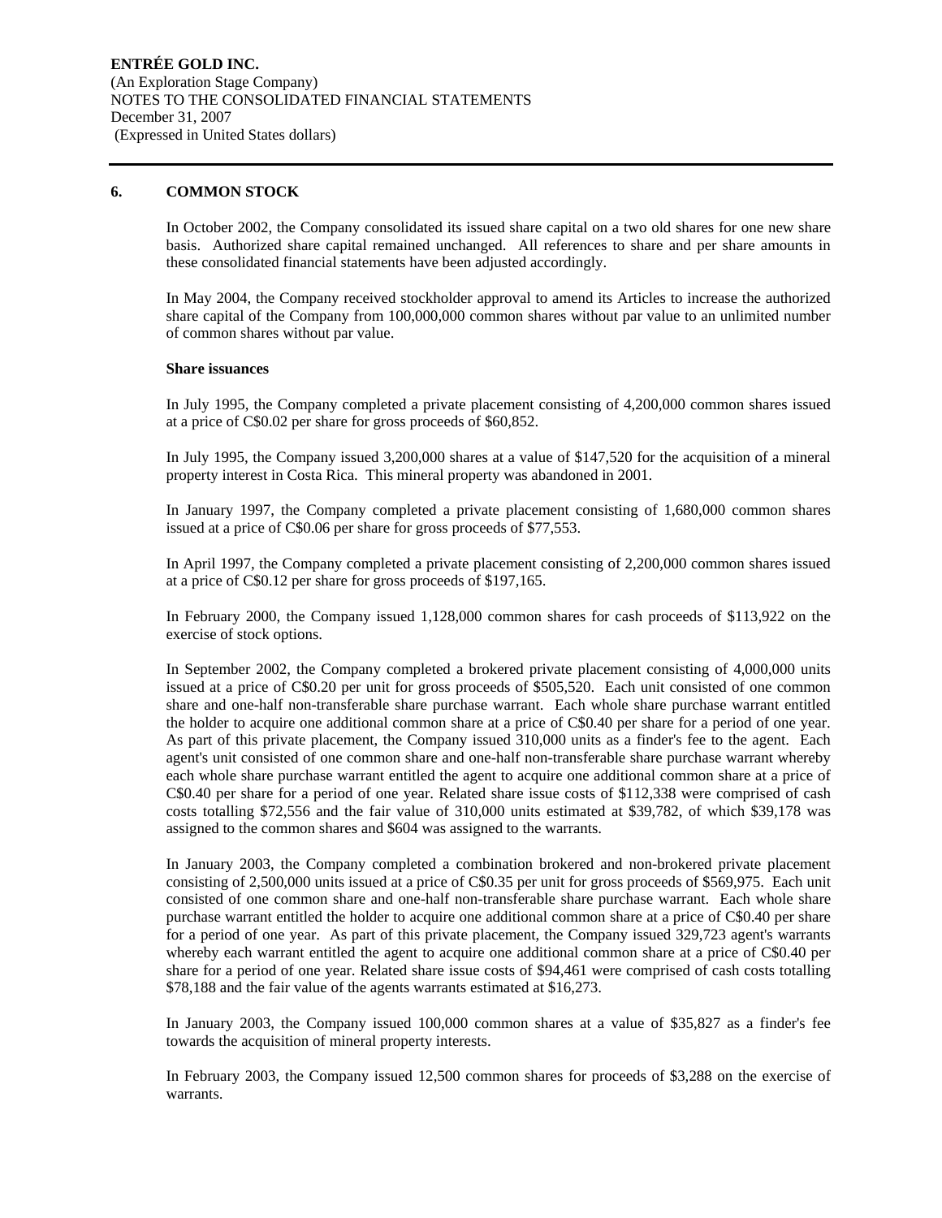## 6. COMMON STOCK

In October 2002, the Company consolidated its issued share capital on a two old shares for one new share basis. Authorized share capital remained unchanged. All references to share and per share amounts in these consolidated financial statements have been adjusted accordingly.

In May 2004, the Company received stockholder approval to amend its Articles to increase the authorized share capital of the Company from 100,000,000 common shares without par value to an unlimited number of common shares without par value.

**Share issuances**

In July 1995, the Company completed a private placement consisting of 4,200,000 common shares issued at a price of C$0.02 per share for gross proceeds of $60,852.

In July 1995, the Company issued 3,200,000 shares at a value of $147,520 for the acquisition of a mineral property interest in Costa Rica. This mineral property was abandoned in 2001.

In January 1997, the Company completed a private placement consisting of 1,680,000 common shares issued at a price of C$0.06 per share for gross proceeds of $77,553.

In April 1997, the Company completed a private placement consisting of 2,200,000 common shares issued at a price of C$0.12 per share for gross proceeds of $197,165.

In February 2000, the Company issued 1,128,000 common shares for cash proceeds of $113,922 on the exercise of stock options.

In September 2002, the Company completed a brokered private placement consisting of 4,000,000 units issued at a price of C$0.20 per unit for gross proceeds of $505,520. Each unit consisted of one common share and one-half non-transferable share purchase warrant. Each whole share purchase warrant entitled the holder to acquire one additional common share at a price of C$0.40 per share for a period of one year. As part of this private placement, the Company issued 310,000 units as a finder's fee to the agent. Each agent's unit consisted of one common share and one-half non-transferable share purchase warrant whereby each whole share purchase warrant entitled the agent to acquire one additional common share at a price of C$0.40 per share for a period of one year. Related share issue costs of $112,338 were comprised of cash costs totalling $72,556 and the fair value of 310,000 units estimated at $39,782, of which $39,178 was assigned to the common shares and $604 was assigned to the warrants.

In January 2003, the Company completed a combination brokered and non-brokered private placement consisting of 2,500,000 units issued at a price of C$0.35 per unit for gross proceeds of $569,975. Each unit consisted of one common share and one-half non-transferable share purchase warrant. Each whole share purchase warrant entitled the holder to acquire one additional common share at a price of C$0.40 per share for a period of one year. As part of this private placement, the Company issued 329,723 agent's warrants whereby each warrant entitled the agent to acquire one additional common share at a price of C$0.40 per share for a period of one year. Related share issue costs of $94,461 were comprised of cash costs totalling $78,188 and the fair value of the agents warrants estimated at $16,273.

In January 2003, the Company issued 100,000 common shares at a value of $35,827 as a finder's fee towards the acquisition of mineral property interests.

In February 2003, the Company issued 12,500 common shares for proceeds of $3,288 on the exercise of warrants.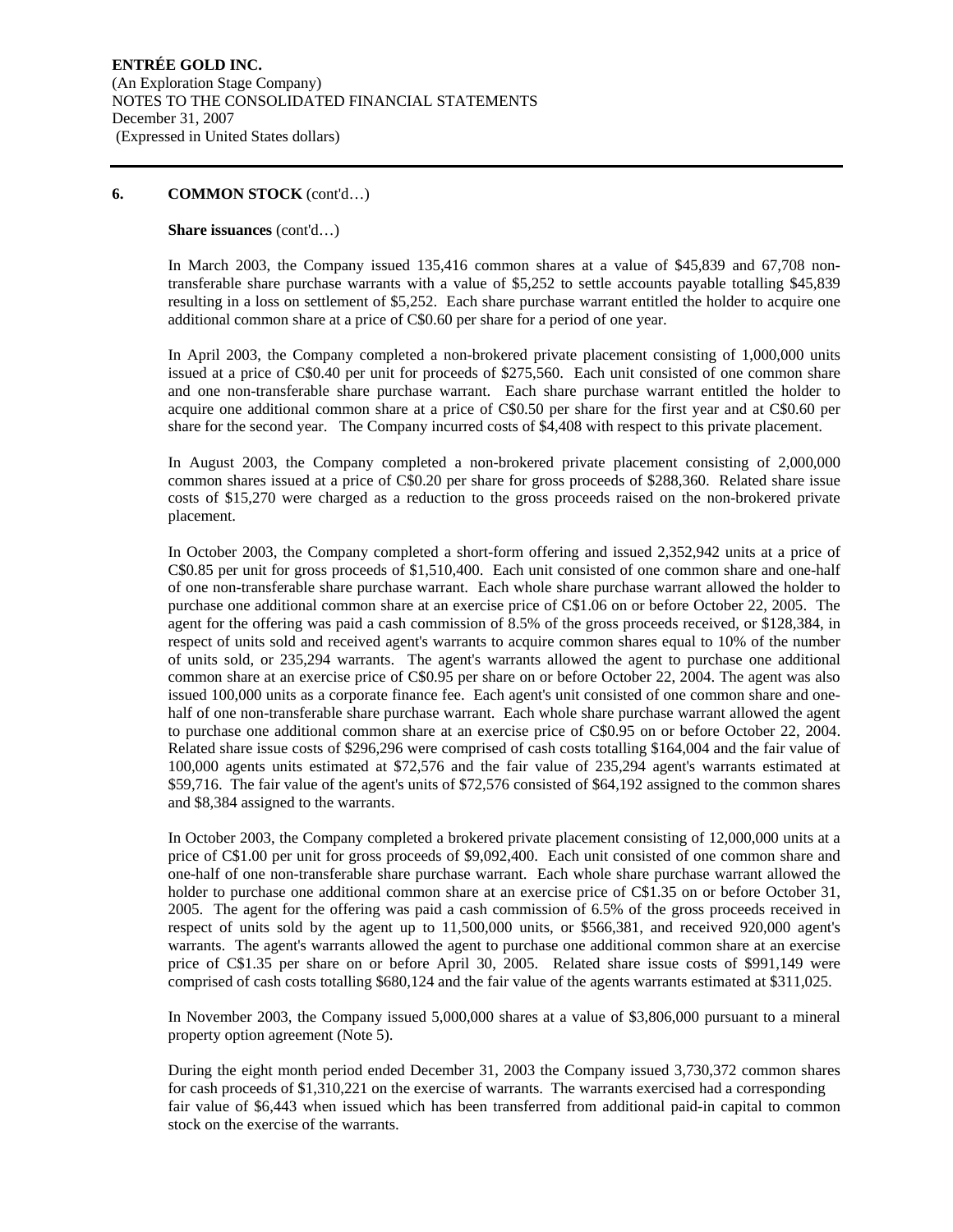## 6. COMMON STOCK (cont'd…)

**Share issuances** (cont'd…)

In March 2003, the Company issued 135,416 common shares at a value of $45,839 and 67,708 non-transferable share purchase warrants with a value of $5,252 to settle accounts payable totalling $45,839 resulting in a loss on settlement of $5,252. Each share purchase warrant entitled the holder to acquire one additional common share at a price of C$0.60 per share for a period of one year.

In April 2003, the Company completed a non-brokered private placement consisting of 1,000,000 units issued at a price of C$0.40 per unit for proceeds of $275,560. Each unit consisted of one common share and one non-transferable share purchase warrant. Each share purchase warrant entitled the holder to acquire one additional common share at a price of C$0.50 per share for the first year and at C$0.60 per share for the second year. The Company incurred costs of $4,408 with respect to this private placement.

In August 2003, the Company completed a non-brokered private placement consisting of 2,000,000 common shares issued at a price of C$0.20 per share for gross proceeds of $288,360. Related share issue costs of $15,270 were charged as a reduction to the gross proceeds raised on the non-brokered private placement.

In October 2003, the Company completed a short-form offering and issued 2,352,942 units at a price of C$0.85 per unit for gross proceeds of $1,510,400. Each unit consisted of one common share and one-half of one non-transferable share purchase warrant. Each whole share purchase warrant allowed the holder to purchase one additional common share at an exercise price of C$1.06 on or before October 22, 2005. The agent for the offering was paid a cash commission of 8.5% of the gross proceeds received, or $128,384, in respect of units sold and received agent's warrants to acquire common shares equal to 10% of the number of units sold, or 235,294 warrants. The agent's warrants allowed the agent to purchase one additional common share at an exercise price of C$0.95 per share on or before October 22, 2004. The agent was also issued 100,000 units as a corporate finance fee. Each agent's unit consisted of one common share and one-half of one non-transferable share purchase warrant. Each whole share purchase warrant allowed the agent to purchase one additional common share at an exercise price of C$0.95 on or before October 22, 2004. Related share issue costs of $296,296 were comprised of cash costs totalling $164,004 and the fair value of 100,000 agents units estimated at $72,576 and the fair value of 235,294 agent's warrants estimated at $59,716. The fair value of the agent's units of $72,576 consisted of $64,192 assigned to the common shares and $8,384 assigned to the warrants.

In October 2003, the Company completed a brokered private placement consisting of 12,000,000 units at a price of C$1.00 per unit for gross proceeds of $9,092,400. Each unit consisted of one common share and one-half of one non-transferable share purchase warrant. Each whole share purchase warrant allowed the holder to purchase one additional common share at an exercise price of C$1.35 on or before October 31, 2005. The agent for the offering was paid a cash commission of 6.5% of the gross proceeds received in respect of units sold by the agent up to 11,500,000 units, or $566,381, and received 920,000 agent's warrants. The agent's warrants allowed the agent to purchase one additional common share at an exercise price of C$1.35 per share on or before April 30, 2005. Related share issue costs of $991,149 were comprised of cash costs totalling $680,124 and the fair value of the agents warrants estimated at $311,025.

In November 2003, the Company issued 5,000,000 shares at a value of $3,806,000 pursuant to a mineral property option agreement (Note 5).

During the eight month period ended December 31, 2003 the Company issued 3,730,372 common shares for cash proceeds of $1,310,221 on the exercise of warrants. The warrants exercised had a corresponding fair value of $6,443 when issued which has been transferred from additional paid-in capital to common stock on the exercise of the warrants.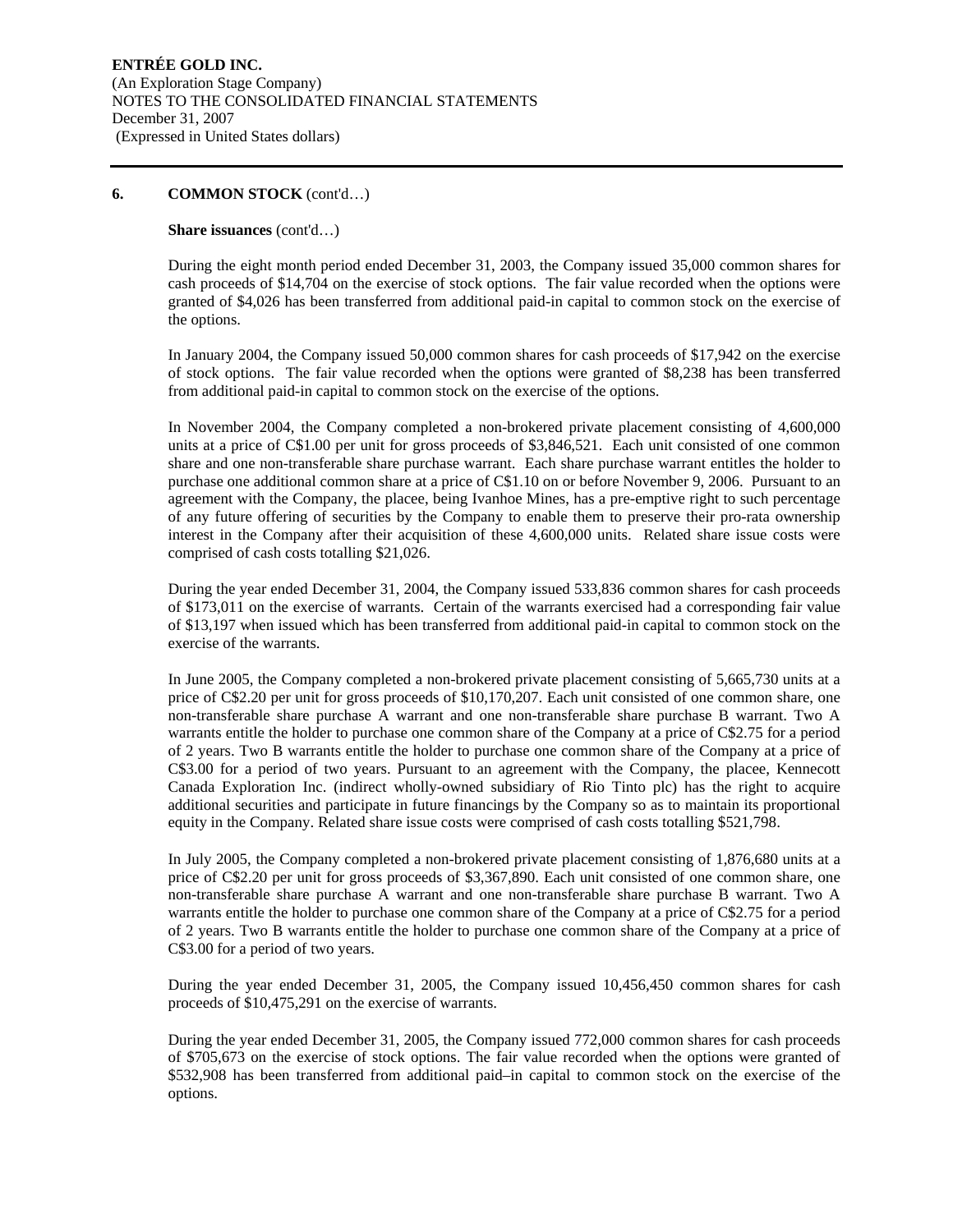## 6. COMMON STOCK (cont'd…)

**Share issuances** (cont'd…)

During the eight month period ended December 31, 2003, the Company issued 35,000 common shares for cash proceeds of $14,704 on the exercise of stock options. The fair value recorded when the options were granted of $4,026 has been transferred from additional paid-in capital to common stock on the exercise of the options.

In January 2004, the Company issued 50,000 common shares for cash proceeds of $17,942 on the exercise of stock options. The fair value recorded when the options were granted of $8,238 has been transferred from additional paid-in capital to common stock on the exercise of the options.

In November 2004, the Company completed a non-brokered private placement consisting of 4,600,000 units at a price of C$1.00 per unit for gross proceeds of $3,846,521. Each unit consisted of one common share and one non-transferable share purchase warrant. Each share purchase warrant entitles the holder to purchase one additional common share at a price of C$1.10 on or before November 9, 2006. Pursuant to an agreement with the Company, the placee, being Ivanhoe Mines, has a pre-emptive right to such percentage of any future offering of securities by the Company to enable them to preserve their pro-rata ownership interest in the Company after their acquisition of these 4,600,000 units. Related share issue costs were comprised of cash costs totalling $21,026.

During the year ended December 31, 2004, the Company issued 533,836 common shares for cash proceeds of $173,011 on the exercise of warrants. Certain of the warrants exercised had a corresponding fair value of $13,197 when issued which has been transferred from additional paid-in capital to common stock on the exercise of the warrants.

In June 2005, the Company completed a non-brokered private placement consisting of 5,665,730 units at a price of C$2.20 per unit for gross proceeds of $10,170,207. Each unit consisted of one common share, one non-transferable share purchase A warrant and one non-transferable share purchase B warrant. Two A warrants entitle the holder to purchase one common share of the Company at a price of C$2.75 for a period of 2 years. Two B warrants entitle the holder to purchase one common share of the Company at a price of C$3.00 for a period of two years. Pursuant to an agreement with the Company, the placee, Kennecott Canada Exploration Inc. (indirect wholly-owned subsidiary of Rio Tinto plc) has the right to acquire additional securities and participate in future financings by the Company so as to maintain its proportional equity in the Company. Related share issue costs were comprised of cash costs totalling $521,798.

In July 2005, the Company completed a non-brokered private placement consisting of 1,876,680 units at a price of C$2.20 per unit for gross proceeds of $3,367,890. Each unit consisted of one common share, one non-transferable share purchase A warrant and one non-transferable share purchase B warrant. Two A warrants entitle the holder to purchase one common share of the Company at a price of C$2.75 for a period of 2 years. Two B warrants entitle the holder to purchase one common share of the Company at a price of C$3.00 for a period of two years.

During the year ended December 31, 2005, the Company issued 10,456,450 common shares for cash proceeds of $10,475,291 on the exercise of warrants.

During the year ended December 31, 2005, the Company issued 772,000 common shares for cash proceeds of $705,673 on the exercise of stock options. The fair value recorded when the options were granted of $532,908 has been transferred from additional paid–in capital to common stock on the exercise of the options.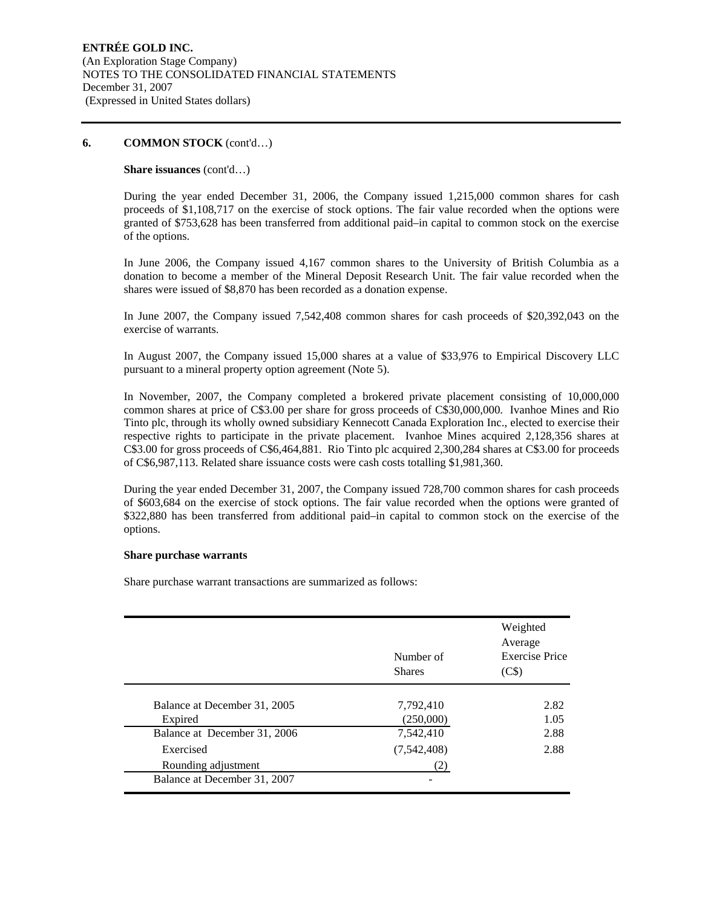**ENTRÉE GOLD INC.**
(An Exploration Stage Company)
NOTES TO THE CONSOLIDATED FINANCIAL STATEMENTS
December 31, 2007
(Expressed in United States dollars)

## 6. COMMON STOCK (cont'd…)

**Share issuances** (cont'd…)

During the year ended December 31, 2006, the Company issued 1,215,000 common shares for cash proceeds of $1,108,717 on the exercise of stock options. The fair value recorded when the options were granted of $753,628 has been transferred from additional paid–in capital to common stock on the exercise of the options.

In June 2006, the Company issued 4,167 common shares to the University of British Columbia as a donation to become a member of the Mineral Deposit Research Unit. The fair value recorded when the shares were issued of $8,870 has been recorded as a donation expense.

In June 2007, the Company issued 7,542,408 common shares for cash proceeds of $20,392,043 on the exercise of warrants.

In August 2007, the Company issued 15,000 shares at a value of $33,976 to Empirical Discovery LLC pursuant to a mineral property option agreement (Note 5).

In November, 2007, the Company completed a brokered private placement consisting of 10,000,000 common shares at price of C$3.00 per share for gross proceeds of C$30,000,000. Ivanhoe Mines and Rio Tinto plc, through its wholly owned subsidiary Kennecott Canada Exploration Inc., elected to exercise their respective rights to participate in the private placement. Ivanhoe Mines acquired 2,128,356 shares at C$3.00 for gross proceeds of C$6,464,881. Rio Tinto plc acquired 2,300,284 shares at C$3.00 for proceeds of C$6,987,113. Related share issuance costs were cash costs totalling $1,981,360.

During the year ended December 31, 2007, the Company issued 728,700 common shares for cash proceeds of $603,684 on the exercise of stock options. The fair value recorded when the options were granted of $322,880 has been transferred from additional paid–in capital to common stock on the exercise of the options.

**Share purchase warrants**

Share purchase warrant transactions are summarized as follows:

| | Number of Shares | Weighted Average Exercise Price (C$) |
|---|---|---|
| Balance at December 31, 2005 | 7,792,410 | 2.82 |
| Expired | (250,000) | 1.05 |
| Balance at December 31, 2006 | 7,542,410 | 2.88 |
| Exercised | (7,542,408) | 2.88 |
| Rounding adjustment | (2) | |
| Balance at December 31, 2007 | - | |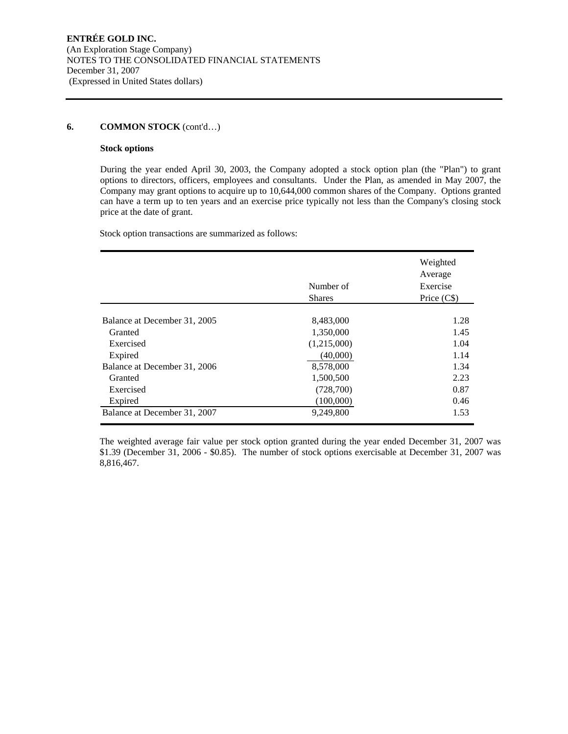**ENTRÉE GOLD INC.**
(An Exploration Stage Company)
NOTES TO THE CONSOLIDATED FINANCIAL STATEMENTS
December 31, 2007
(Expressed in United States dollars)

## 6. COMMON STOCK (cont'd…)

### Stock options

During the year ended April 30, 2003, the Company adopted a stock option plan (the "Plan") to grant options to directors, officers, employees and consultants. Under the Plan, as amended in May 2007, the Company may grant options to acquire up to 10,644,000 common shares of the Company. Options granted can have a term up to ten years and an exercise price typically not less than the Company's closing stock price at the date of grant.

Stock option transactions are summarized as follows:

| | Number of Shares | Weighted Average Exercise Price (C$) |
|---|---|---|
| Balance at December 31, 2005 | 8,483,000 | 1.28 |
| Granted | 1,350,000 | 1.45 |
| Exercised | (1,215,000) | 1.04 |
| Expired | (40,000) | 1.14 |
| Balance at December 31, 2006 | 8,578,000 | 1.34 |
| Granted | 1,500,500 | 2.23 |
| Exercised | (728,700) | 0.87 |
| Expired | (100,000) | 0.46 |
| Balance at December 31, 2007 | 9,249,800 | 1.53 |

The weighted average fair value per stock option granted during the year ended December 31, 2007 was $1.39 (December 31, 2006 - $0.85). The number of stock options exercisable at December 31, 2007 was 8,816,467.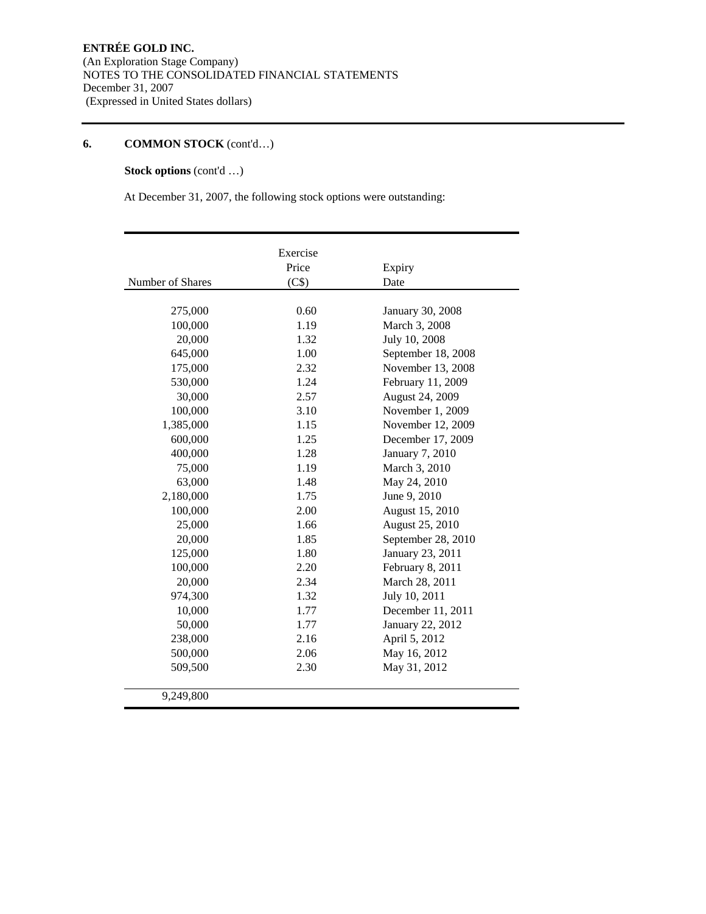**ENTRÉE GOLD INC.**
(An Exploration Stage Company)
NOTES TO THE CONSOLIDATED FINANCIAL STATEMENTS
December 31, 2007
(Expressed in United States dollars)

## 6. COMMON STOCK (cont'd…)

**Stock options** (cont'd …)

At December 31, 2007, the following stock options were outstanding:

| Number of Shares | Exercise Price (C$) | Expiry Date |
|---|---|---|
| 275,000 | 0.60 | January 30, 2008 |
| 100,000 | 1.19 | March 3, 2008 |
| 20,000 | 1.32 | July 10, 2008 |
| 645,000 | 1.00 | September 18, 2008 |
| 175,000 | 2.32 | November 13, 2008 |
| 530,000 | 1.24 | February 11, 2009 |
| 30,000 | 2.57 | August 24, 2009 |
| 100,000 | 3.10 | November 1, 2009 |
| 1,385,000 | 1.15 | November 12, 2009 |
| 600,000 | 1.25 | December 17, 2009 |
| 400,000 | 1.28 | January 7, 2010 |
| 75,000 | 1.19 | March 3, 2010 |
| 63,000 | 1.48 | May 24, 2010 |
| 2,180,000 | 1.75 | June 9, 2010 |
| 100,000 | 2.00 | August 15, 2010 |
| 25,000 | 1.66 | August 25, 2010 |
| 20,000 | 1.85 | September 28, 2010 |
| 125,000 | 1.80 | January 23, 2011 |
| 100,000 | 2.20 | February 8, 2011 |
| 20,000 | 2.34 | March 28, 2011 |
| 974,300 | 1.32 | July 10, 2011 |
| 10,000 | 1.77 | December 11, 2011 |
| 50,000 | 1.77 | January 22, 2012 |
| 238,000 | 2.16 | April 5, 2012 |
| 500,000 | 2.06 | May 16, 2012 |
| 509,500 | 2.30 | May 31, 2012 |
| 9,249,800 | | |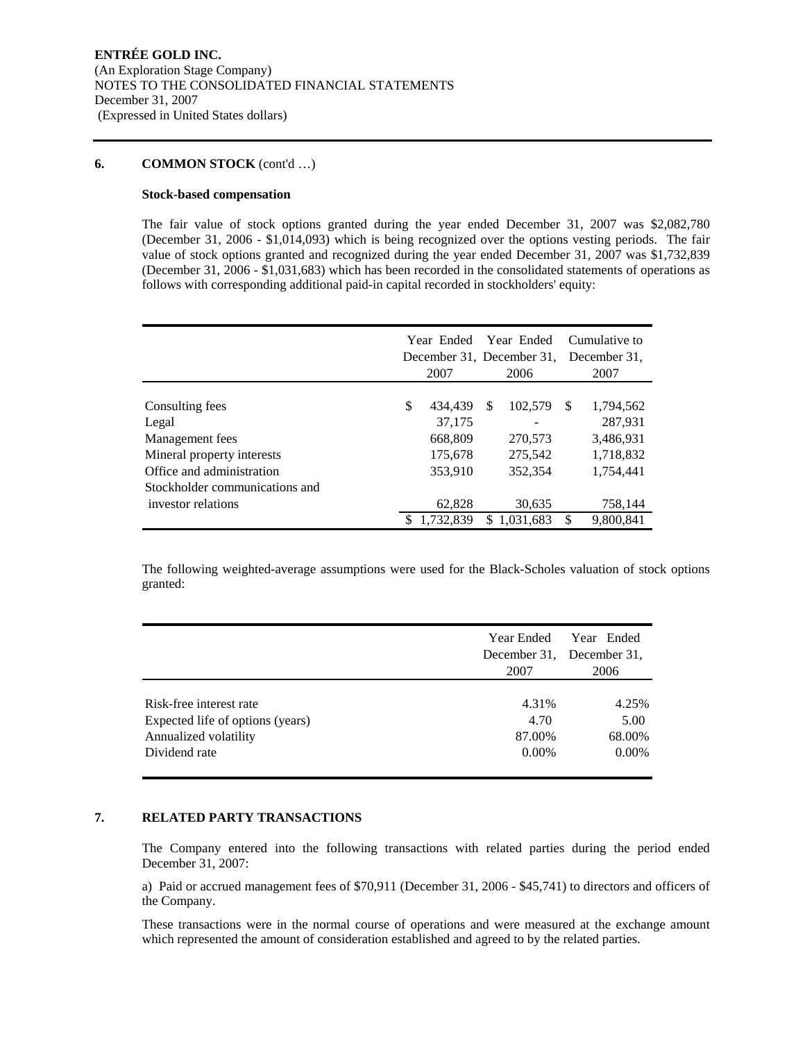**ENTRÉE GOLD INC.**
(An Exploration Stage Company)
NOTES TO THE CONSOLIDATED FINANCIAL STATEMENTS
December 31, 2007
(Expressed in United States dollars)

## 6. COMMON STOCK (cont'd …)

**Stock-based compensation**

The fair value of stock options granted during the year ended December 31, 2007 was $2,082,780 (December 31, 2006 - $1,014,093) which is being recognized over the options vesting periods. The fair value of stock options granted and recognized during the year ended December 31, 2007 was $1,732,839 (December 31, 2006 - $1,031,683) which has been recorded in the consolidated statements of operations as follows with corresponding additional paid-in capital recorded in stockholders' equity:

| | Year Ended December 31, 2007 | Year Ended December 31, 2006 | Cumulative to December 31, 2007 |
|---|---|---|---|
| Consulting fees | $ 434,439 | $ 102,579 | $ 1,794,562 |
| Legal | 37,175 | - | 287,931 |
| Management fees | 668,809 | 270,573 | 3,486,931 |
| Mineral property interests | 175,678 | 275,542 | 1,718,832 |
| Office and administration | 353,910 | 352,354 | 1,754,441 |
| Stockholder communications and investor relations | 62,828 | 30,635 | 758,144 |
| | $ 1,732,839 | $ 1,031,683 | $ 9,800,841 |

The following weighted-average assumptions were used for the Black-Scholes valuation of stock options granted:

| | Year Ended December 31, 2007 | Year Ended December 31, 2006 |
|---|---|---|
| Risk-free interest rate | 4.31% | 4.25% |
| Expected life of options (years) | 4.70 | 5.00 |
| Annualized volatility | 87.00% | 68.00% |
| Dividend rate | 0.00% | 0.00% |

## 7. RELATED PARTY TRANSACTIONS

The Company entered into the following transactions with related parties during the period ended December 31, 2007:

a) Paid or accrued management fees of $70,911 (December 31, 2006 - $45,741) to directors and officers of the Company.

These transactions were in the normal course of operations and were measured at the exchange amount which represented the amount of consideration established and agreed to by the related parties.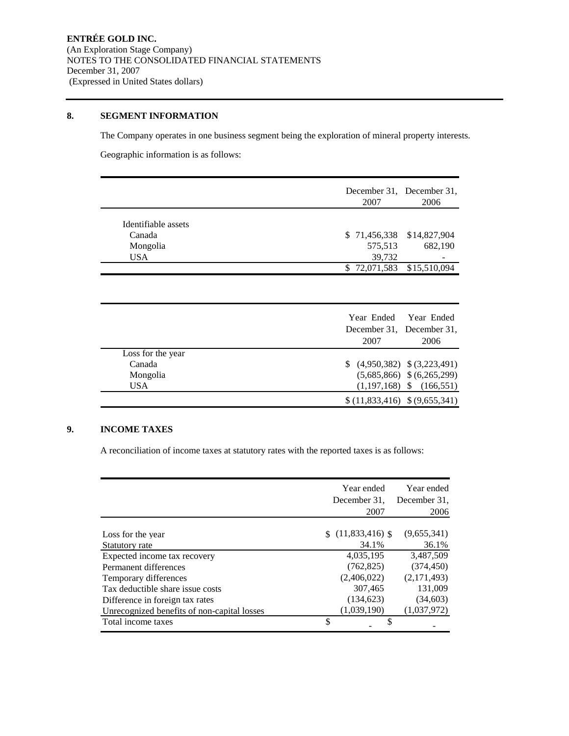**ENTRÉE GOLD INC.**
(An Exploration Stage Company)
NOTES TO THE CONSOLIDATED FINANCIAL STATEMENTS
December 31, 2007
(Expressed in United States dollars)

## 8. SEGMENT INFORMATION

The Company operates in one business segment being the exploration of mineral property interests.

Geographic information is as follows:

| | December 31, 2007 | December 31, 2006 |
|---|---|---|
| Identifiable assets | | |
| Canada | $ 71,456,338 | $14,827,904 |
| Mongolia | 575,513 | 682,190 |
| USA | 39,732 | - |
| | $ 72,071,583 | $15,510,094 |

| | Year Ended December 31, 2007 | Year Ended December 31, 2006 |
|---|---|---|
| Loss for the year | | |
| Canada | $ (4,950,382) | $ (3,223,491) |
| Mongolia | (5,685,866) | $ (6,265,299) |
| USA | (1,197,168) | $ (166,551) |
| | $ (11,833,416) | $ (9,655,341) |

## 9. INCOME TAXES

A reconciliation of income taxes at statutory rates with the reported taxes is as follows:

| | Year ended December 31, 2007 | Year ended December 31, 2006 |
|---|---|---|
| Loss for the year | $ (11,833,416) | $ (9,655,341) |
| Statutory rate | 34.1% | 36.1% |
| Expected income tax recovery | 4,035,195 | 3,487,509 |
| Permanent differences | (762,825) | (374,450) |
| Temporary differences | (2,406,022) | (2,171,493) |
| Tax deductible share issue costs | 307,465 | 131,009 |
| Difference in foreign tax rates | (134,623) | (34,603) |
| Unrecognized benefits of non-capital losses | (1,039,190) | (1,037,972) |
| Total income taxes | $ - | $ - |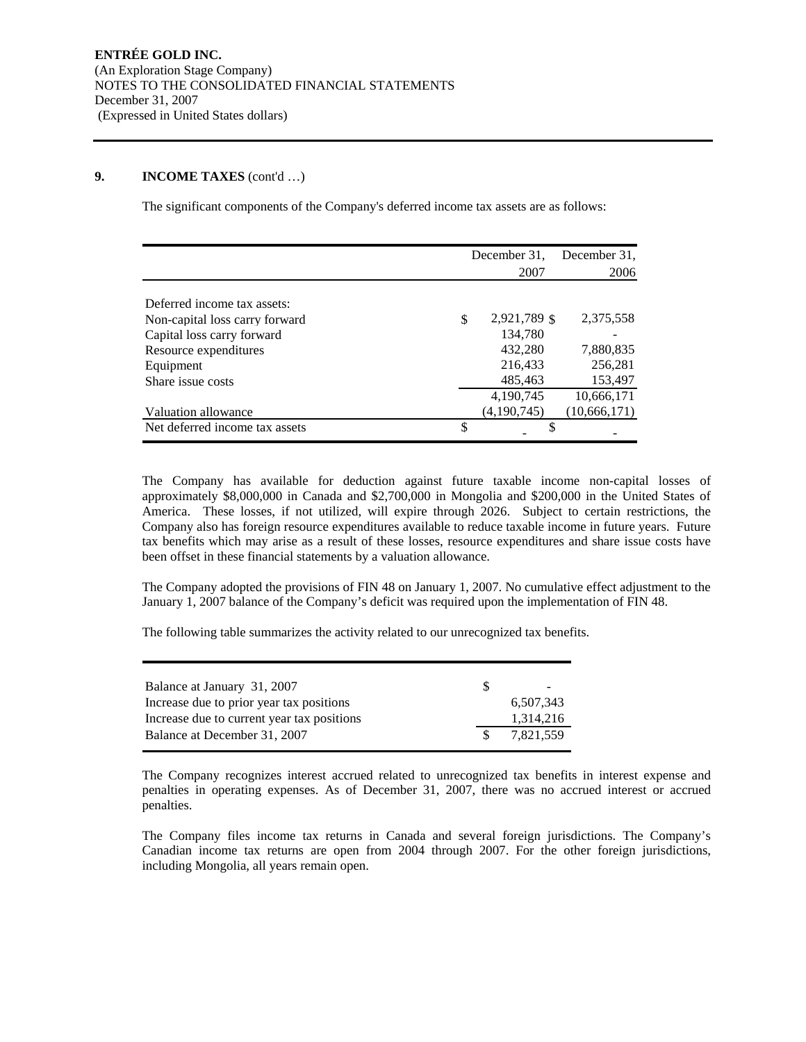ENTRÉE GOLD INC.
(An Exploration Stage Company)
NOTES TO THE CONSOLIDATED FINANCIAL STATEMENTS
December 31, 2007
(Expressed in United States dollars)

## 9. INCOME TAXES (cont'd …)

The significant components of the Company's deferred income tax assets are as follows:

| | December 31, 2007 | December 31, 2006 |
|---|---|---|
| Deferred income tax assets: | | |
| Non-capital loss carry forward | $ 2,921,789 | $ 2,375,558 |
| Capital loss carry forward | 134,780 | - |
| Resource expenditures | 432,280 | 7,880,835 |
| Equipment | 216,433 | 256,281 |
| Share issue costs | 485,463 | 153,497 |
| | 4,190,745 | 10,666,171 |
| Valuation allowance | (4,190,745) | (10,666,171) |
| Net deferred income tax assets | $ - | $ - |

The Company has available for deduction against future taxable income non-capital losses of approximately $8,000,000 in Canada and $2,700,000 in Mongolia and $200,000 in the United States of America. These losses, if not utilized, will expire through 2026. Subject to certain restrictions, the Company also has foreign resource expenditures available to reduce taxable income in future years. Future tax benefits which may arise as a result of these losses, resource expenditures and share issue costs have been offset in these financial statements by a valuation allowance.

The Company adopted the provisions of FIN 48 on January 1, 2007. No cumulative effect adjustment to the January 1, 2007 balance of the Company's deficit was required upon the implementation of FIN 48.

The following table summarizes the activity related to our unrecognized tax benefits.

| | |
|---|---|
| Balance at January 31, 2007 | $ - |
| Increase due to prior year tax positions | 6,507,343 |
| Increase due to current year tax positions | 1,314,216 |
| Balance at December 31, 2007 | $ 7,821,559 |

The Company recognizes interest accrued related to unrecognized tax benefits in interest expense and penalties in operating expenses. As of December 31, 2007, there was no accrued interest or accrued penalties.

The Company files income tax returns in Canada and several foreign jurisdictions. The Company's Canadian income tax returns are open from 2004 through 2007. For the other foreign jurisdictions, including Mongolia, all years remain open.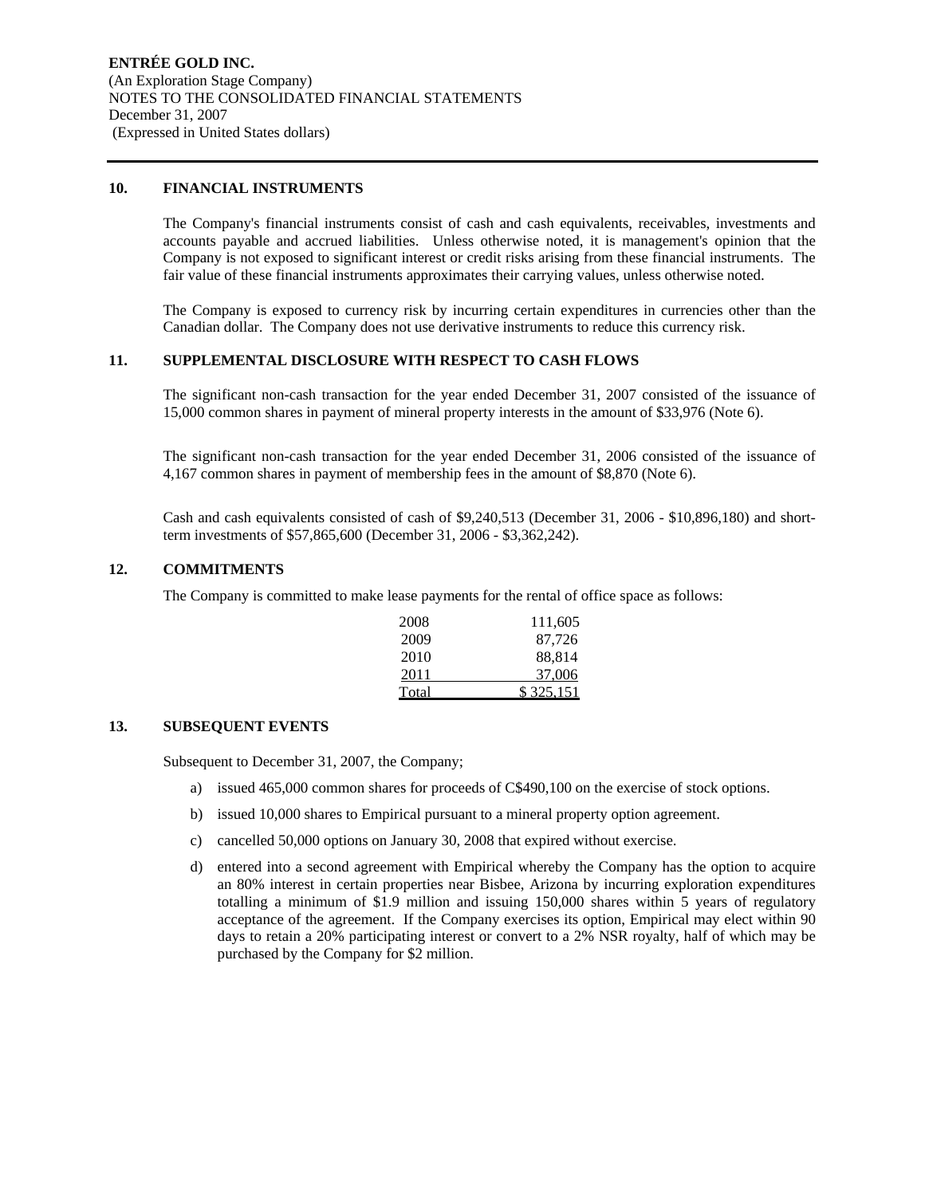**ENTRÉE GOLD INC.**
(An Exploration Stage Company)
NOTES TO THE CONSOLIDATED FINANCIAL STATEMENTS
December 31, 2007
(Expressed in United States dollars)

## 10. FINANCIAL INSTRUMENTS

The Company's financial instruments consist of cash and cash equivalents, receivables, investments and accounts payable and accrued liabilities. Unless otherwise noted, it is management's opinion that the Company is not exposed to significant interest or credit risks arising from these financial instruments. The fair value of these financial instruments approximates their carrying values, unless otherwise noted.

The Company is exposed to currency risk by incurring certain expenditures in currencies other than the Canadian dollar. The Company does not use derivative instruments to reduce this currency risk.

## 11. SUPPLEMENTAL DISCLOSURE WITH RESPECT TO CASH FLOWS

The significant non-cash transaction for the year ended December 31, 2007 consisted of the issuance of 15,000 common shares in payment of mineral property interests in the amount of $33,976 (Note 6).

The significant non-cash transaction for the year ended December 31, 2006 consisted of the issuance of 4,167 common shares in payment of membership fees in the amount of $8,870 (Note 6).

Cash and cash equivalents consisted of cash of $9,240,513 (December 31, 2006 - $10,896,180) and short-term investments of $57,865,600 (December 31, 2006 - $3,362,242).

## 12. COMMITMENTS

The Company is committed to make lease payments for the rental of office space as follows:

| | |
|---|---|
| 2008 | 111,605 |
| 2009 | 87,726 |
| 2010 | 88,814 |
| 2011 | 37,006 |
| Total | $ 325,151 |

## 13. SUBSEQUENT EVENTS

Subsequent to December 31, 2007, the Company;

a) issued 465,000 common shares for proceeds of C$490,100 on the exercise of stock options.

b) issued 10,000 shares to Empirical pursuant to a mineral property option agreement.

c) cancelled 50,000 options on January 30, 2008 that expired without exercise.

d) entered into a second agreement with Empirical whereby the Company has the option to acquire an 80% interest in certain properties near Bisbee, Arizona by incurring exploration expenditures totalling a minimum of $1.9 million and issuing 150,000 shares within 5 years of regulatory acceptance of the agreement. If the Company exercises its option, Empirical may elect within 90 days to retain a 20% participating interest or convert to a 2% NSR royalty, half of which may be purchased by the Company for $2 million.